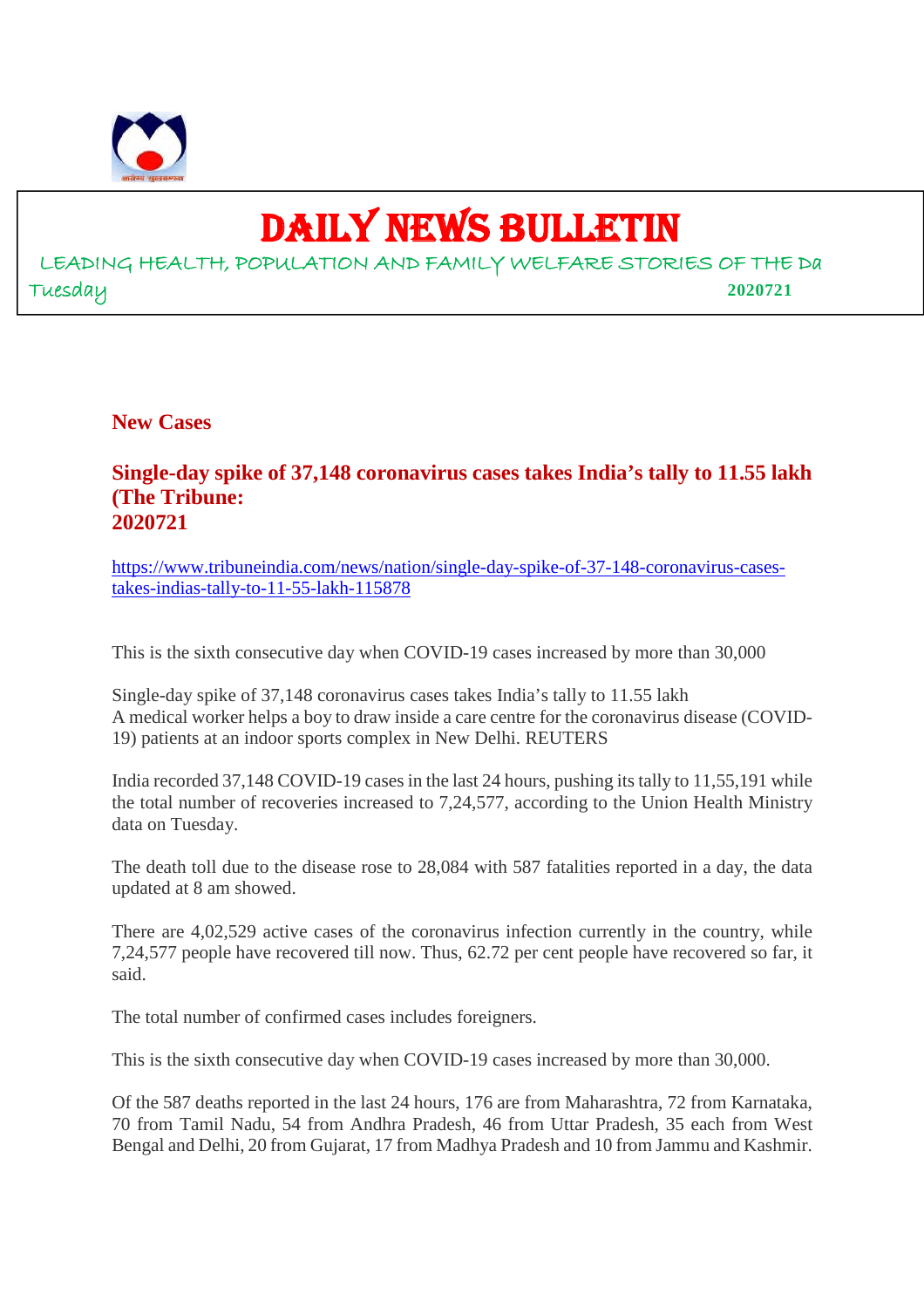# DAILY NEWS BULLETIN

LEADING HEALTH, POPULATION AND FAMILY WELFARE STORIES OF THE Da

Tuesday **2020721**

## New Cases

### Single-day spike of 37,148 coronavirus cases takes India's tally to 11.55 lakh (The Tribune: 2020721

https://www.tribuneindia.com/news/nation/single-day-spike-of-37-148-coronavirus-cases-takes-indias-tally-to-11-55-lakh-115878

This is the sixth consecutive day when COVID-19 cases increased by more than 30,000

Single-day spike of 37,148 coronavirus cases takes India's tally to 11.55 lakh
A medical worker helps a boy to draw inside a care centre for the coronavirus disease (COVID-19) patients at an indoor sports complex in New Delhi. REUTERS

India recorded 37,148 COVID-19 cases in the last 24 hours, pushing its tally to 11,55,191 while the total number of recoveries increased to 7,24,577, according to the Union Health Ministry data on Tuesday.

The death toll due to the disease rose to 28,084 with 587 fatalities reported in a day, the data updated at 8 am showed.

There are 4,02,529 active cases of the coronavirus infection currently in the country, while 7,24,577 people have recovered till now. Thus, 62.72 per cent people have recovered so far, it said.

The total number of confirmed cases includes foreigners.

This is the sixth consecutive day when COVID-19 cases increased by more than 30,000.

Of the 587 deaths reported in the last 24 hours, 176 are from Maharashtra, 72 from Karnataka, 70 from Tamil Nadu, 54 from Andhra Pradesh, 46 from Uttar Pradesh, 35 each from West Bengal and Delhi, 20 from Gujarat, 17 from Madhya Pradesh and 10 from Jammu and Kashmir.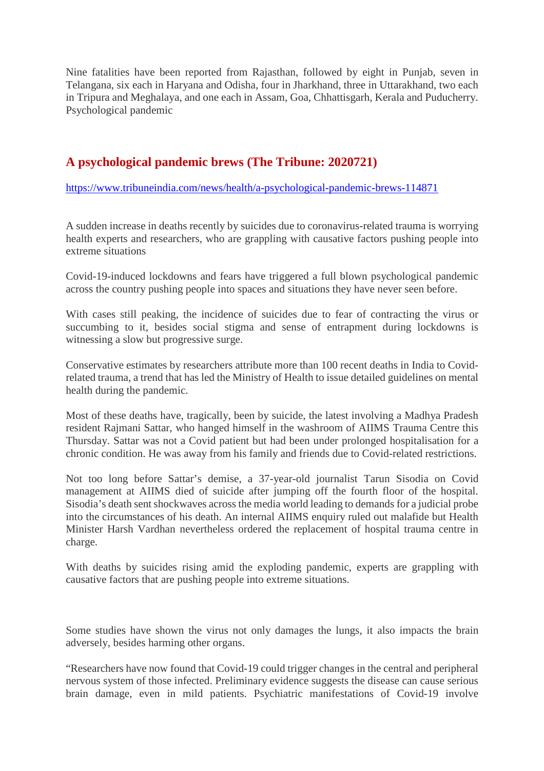Nine fatalities have been reported from Rajasthan, followed by eight in Punjab, seven in Telangana, six each in Haryana and Odisha, four in Jharkhand, three in Uttarakhand, two each in Tripura and Meghalaya, and one each in Assam, Goa, Chhattisgarh, Kerala and Puducherry. Psychological pandemic

## A psychological pandemic brews (The Tribune: 2020721)

https://www.tribuneindia.com/news/health/a-psychological-pandemic-brews-114871

A sudden increase in deaths recently by suicides due to coronavirus-related trauma is worrying health experts and researchers, who are grappling with causative factors pushing people into extreme situations

Covid-19-induced lockdowns and fears have triggered a full blown psychological pandemic across the country pushing people into spaces and situations they have never seen before.

With cases still peaking, the incidence of suicides due to fear of contracting the virus or succumbing to it, besides social stigma and sense of entrapment during lockdowns is witnessing a slow but progressive surge.

Conservative estimates by researchers attribute more than 100 recent deaths in India to Covid-related trauma, a trend that has led the Ministry of Health to issue detailed guidelines on mental health during the pandemic.

Most of these deaths have, tragically, been by suicide, the latest involving a Madhya Pradesh resident Rajmani Sattar, who hanged himself in the washroom of AIIMS Trauma Centre this Thursday. Sattar was not a Covid patient but had been under prolonged hospitalisation for a chronic condition. He was away from his family and friends due to Covid-related restrictions.

Not too long before Sattar's demise, a 37-year-old journalist Tarun Sisodia on Covid management at AIIMS died of suicide after jumping off the fourth floor of the hospital. Sisodia's death sent shockwaves across the media world leading to demands for a judicial probe into the circumstances of his death. An internal AIIMS enquiry ruled out malafide but Health Minister Harsh Vardhan nevertheless ordered the replacement of hospital trauma centre in charge.

With deaths by suicides rising amid the exploding pandemic, experts are grappling with causative factors that are pushing people into extreme situations.

Some studies have shown the virus not only damages the lungs, it also impacts the brain adversely, besides harming other organs.

"Researchers have now found that Covid-19 could trigger changes in the central and peripheral nervous system of those infected. Preliminary evidence suggests the disease can cause serious brain damage, even in mild patients. Psychiatric manifestations of Covid-19 involve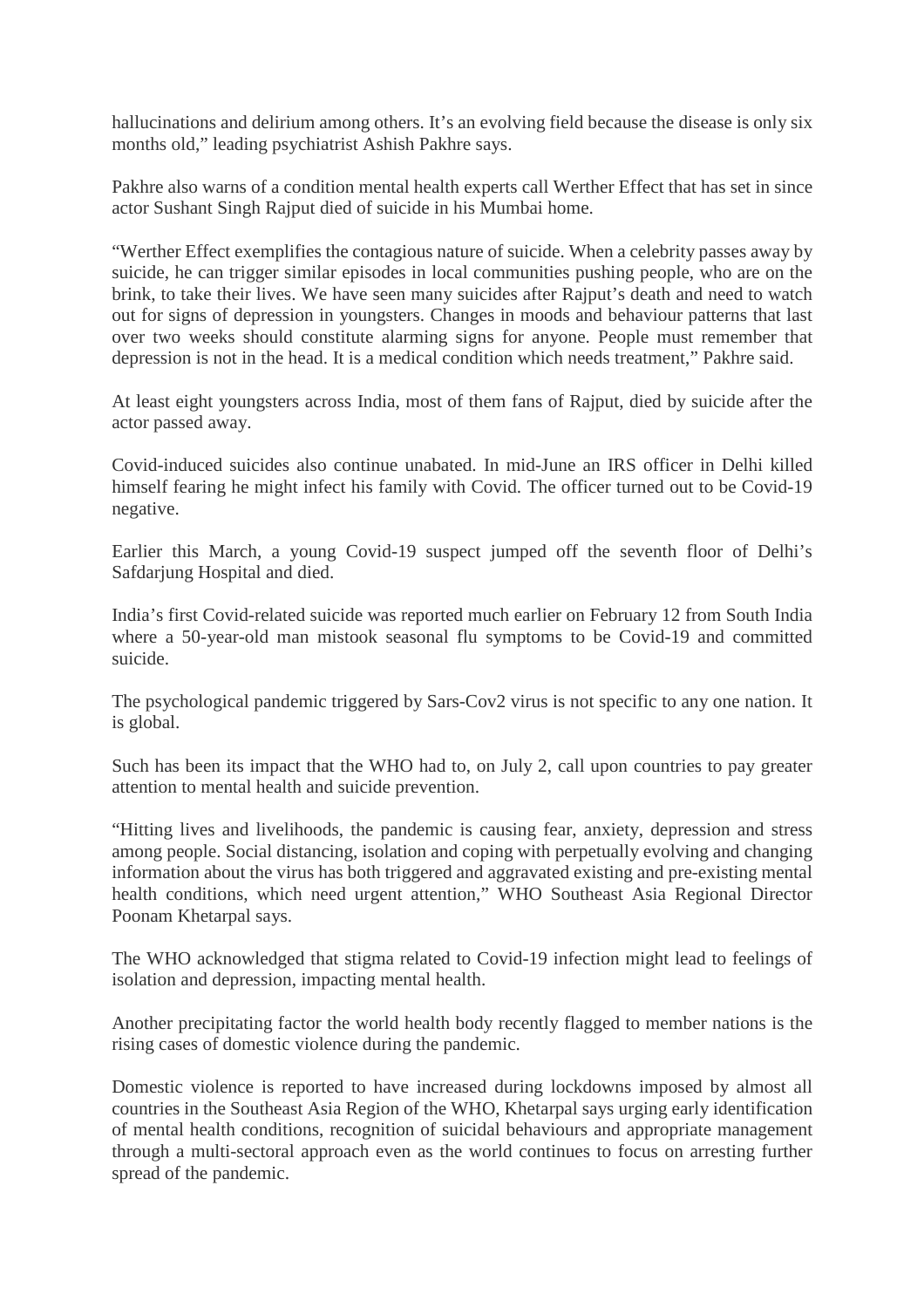hallucinations and delirium among others. It's an evolving field because the disease is only six months old," leading psychiatrist Ashish Pakhre says.

Pakhre also warns of a condition mental health experts call Werther Effect that has set in since actor Sushant Singh Rajput died of suicide in his Mumbai home.

"Werther Effect exemplifies the contagious nature of suicide. When a celebrity passes away by suicide, he can trigger similar episodes in local communities pushing people, who are on the brink, to take their lives. We have seen many suicides after Rajput's death and need to watch out for signs of depression in youngsters. Changes in moods and behaviour patterns that last over two weeks should constitute alarming signs for anyone. People must remember that depression is not in the head. It is a medical condition which needs treatment," Pakhre said.

At least eight youngsters across India, most of them fans of Rajput, died by suicide after the actor passed away.

Covid-induced suicides also continue unabated. In mid-June an IRS officer in Delhi killed himself fearing he might infect his family with Covid. The officer turned out to be Covid-19 negative.

Earlier this March, a young Covid-19 suspect jumped off the seventh floor of Delhi's Safdarjung Hospital and died.

India's first Covid-related suicide was reported much earlier on February 12 from South India where a 50-year-old man mistook seasonal flu symptoms to be Covid-19 and committed suicide.

The psychological pandemic triggered by Sars-Cov2 virus is not specific to any one nation. It is global.

Such has been its impact that the WHO had to, on July 2, call upon countries to pay greater attention to mental health and suicide prevention.

"Hitting lives and livelihoods, the pandemic is causing fear, anxiety, depression and stress among people. Social distancing, isolation and coping with perpetually evolving and changing information about the virus has both triggered and aggravated existing and pre-existing mental health conditions, which need urgent attention," WHO Southeast Asia Regional Director Poonam Khetarpal says.

The WHO acknowledged that stigma related to Covid-19 infection might lead to feelings of isolation and depression, impacting mental health.

Another precipitating factor the world health body recently flagged to member nations is the rising cases of domestic violence during the pandemic.

Domestic violence is reported to have increased during lockdowns imposed by almost all countries in the Southeast Asia Region of the WHO, Khetarpal says urging early identification of mental health conditions, recognition of suicidal behaviours and appropriate management through a multi-sectoral approach even as the world continues to focus on arresting further spread of the pandemic.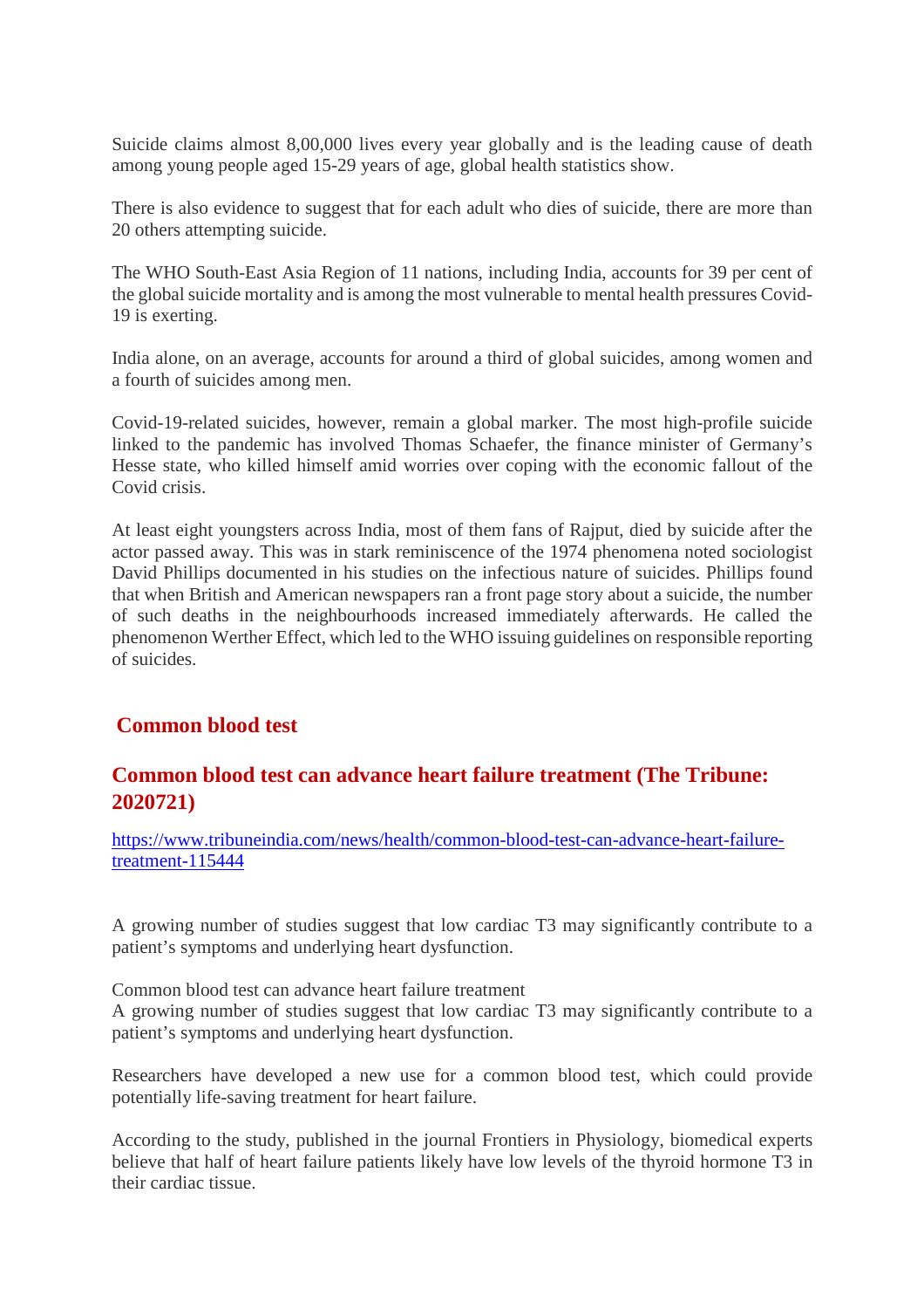Suicide claims almost 8,00,000 lives every year globally and is the leading cause of death among young people aged 15-29 years of age, global health statistics show.

There is also evidence to suggest that for each adult who dies of suicide, there are more than 20 others attempting suicide.

The WHO South-East Asia Region of 11 nations, including India, accounts for 39 per cent of the global suicide mortality and is among the most vulnerable to mental health pressures Covid-19 is exerting.

India alone, on an average, accounts for around a third of global suicides, among women and a fourth of suicides among men.

Covid-19-related suicides, however, remain a global marker. The most high-profile suicide linked to the pandemic has involved Thomas Schaefer, the finance minister of Germany's Hesse state, who killed himself amid worries over coping with the economic fallout of the Covid crisis.

At least eight youngsters across India, most of them fans of Rajput, died by suicide after the actor passed away. This was in stark reminiscence of the 1974 phenomena noted sociologist David Phillips documented in his studies on the infectious nature of suicides. Phillips found that when British and American newspapers ran a front page story about a suicide, the number of such deaths in the neighbourhoods increased immediately afterwards. He called the phenomenon Werther Effect, which led to the WHO issuing guidelines on responsible reporting of suicides.

## Common blood test

### Common blood test can advance heart failure treatment (The Tribune: 2020721)

https://www.tribuneindia.com/news/health/common-blood-test-can-advance-heart-failure-treatment-115444

A growing number of studies suggest that low cardiac T3 may significantly contribute to a patient's symptoms and underlying heart dysfunction.

Common blood test can advance heart failure treatment
A growing number of studies suggest that low cardiac T3 may significantly contribute to a patient's symptoms and underlying heart dysfunction.

Researchers have developed a new use for a common blood test, which could provide potentially life-saving treatment for heart failure.

According to the study, published in the journal Frontiers in Physiology, biomedical experts believe that half of heart failure patients likely have low levels of the thyroid hormone T3 in their cardiac tissue.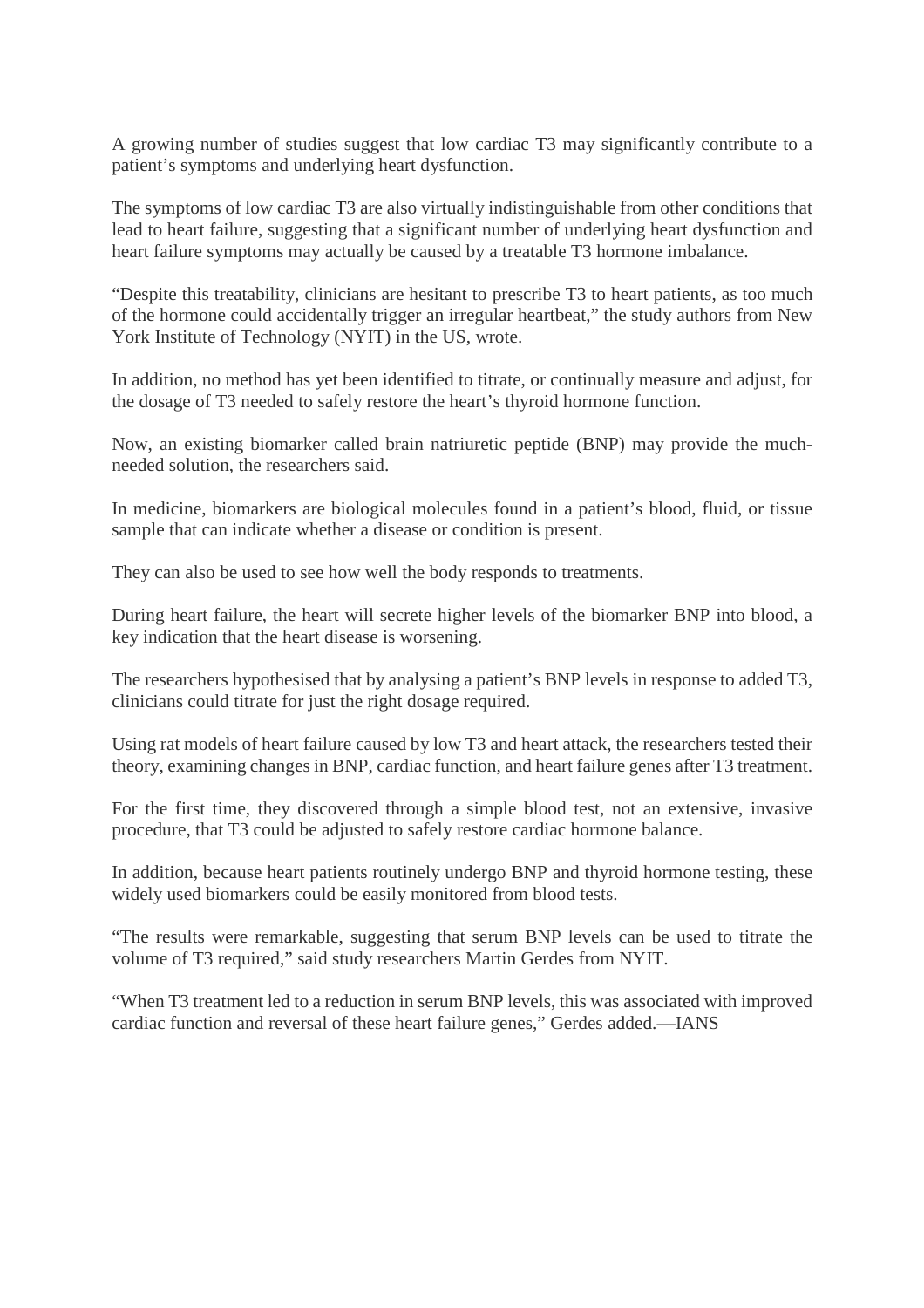A growing number of studies suggest that low cardiac T3 may significantly contribute to a patient's symptoms and underlying heart dysfunction.

The symptoms of low cardiac T3 are also virtually indistinguishable from other conditions that lead to heart failure, suggesting that a significant number of underlying heart dysfunction and heart failure symptoms may actually be caused by a treatable T3 hormone imbalance.

"Despite this treatability, clinicians are hesitant to prescribe T3 to heart patients, as too much of the hormone could accidentally trigger an irregular heartbeat," the study authors from New York Institute of Technology (NYIT) in the US, wrote.

In addition, no method has yet been identified to titrate, or continually measure and adjust, for the dosage of T3 needed to safely restore the heart's thyroid hormone function.

Now, an existing biomarker called brain natriuretic peptide (BNP) may provide the much-needed solution, the researchers said.

In medicine, biomarkers are biological molecules found in a patient's blood, fluid, or tissue sample that can indicate whether a disease or condition is present.

They can also be used to see how well the body responds to treatments.

During heart failure, the heart will secrete higher levels of the biomarker BNP into blood, a key indication that the heart disease is worsening.

The researchers hypothesised that by analysing a patient's BNP levels in response to added T3, clinicians could titrate for just the right dosage required.

Using rat models of heart failure caused by low T3 and heart attack, the researchers tested their theory, examining changes in BNP, cardiac function, and heart failure genes after T3 treatment.

For the first time, they discovered through a simple blood test, not an extensive, invasive procedure, that T3 could be adjusted to safely restore cardiac hormone balance.

In addition, because heart patients routinely undergo BNP and thyroid hormone testing, these widely used biomarkers could be easily monitored from blood tests.

"The results were remarkable, suggesting that serum BNP levels can be used to titrate the volume of T3 required," said study researchers Martin Gerdes from NYIT.

"When T3 treatment led to a reduction in serum BNP levels, this was associated with improved cardiac function and reversal of these heart failure genes," Gerdes added.—IANS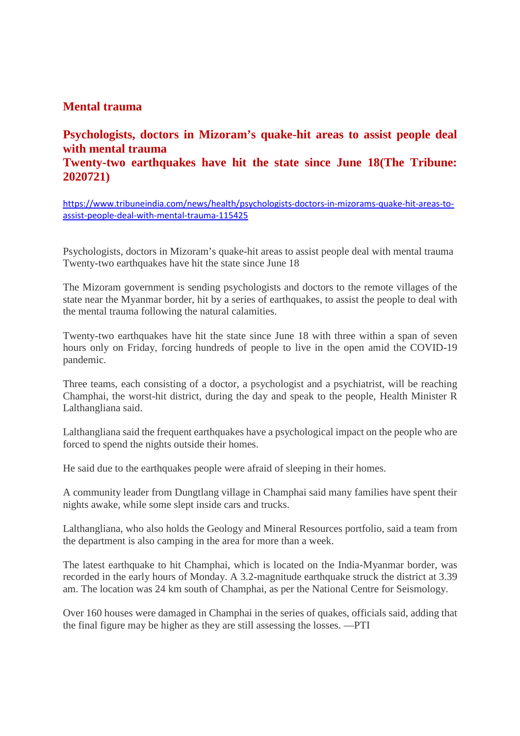## Mental trauma

### Psychologists, doctors in Mizoram's quake-hit areas to assist people deal with mental trauma
### Twenty-two earthquakes have hit the state since June 18(The Tribune: 2020721)

https://www.tribuneindia.com/news/health/psychologists-doctors-in-mizorams-quake-hit-areas-to-assist-people-deal-with-mental-trauma-115425

Psychologists, doctors in Mizoram's quake-hit areas to assist people deal with mental trauma
Twenty-two earthquakes have hit the state since June 18

The Mizoram government is sending psychologists and doctors to the remote villages of the state near the Myanmar border, hit by a series of earthquakes, to assist the people to deal with the mental trauma following the natural calamities.

Twenty-two earthquakes have hit the state since June 18 with three within a span of seven hours only on Friday, forcing hundreds of people to live in the open amid the COVID-19 pandemic.

Three teams, each consisting of a doctor, a psychologist and a psychiatrist, will be reaching Champhai, the worst-hit district, during the day and speak to the people, Health Minister R Lalthangliana said.

Lalthangliana said the frequent earthquakes have a psychological impact on the people who are forced to spend the nights outside their homes.

He said due to the earthquakes people were afraid of sleeping in their homes.

A community leader from Dungtlang village in Champhai said many families have spent their nights awake, while some slept inside cars and trucks.

Lalthangliana, who also holds the Geology and Mineral Resources portfolio, said a team from the department is also camping in the area for more than a week.

The latest earthquake to hit Champhai, which is located on the India-Myanmar border, was recorded in the early hours of Monday. A 3.2-magnitude earthquake struck the district at 3.39 am. The location was 24 km south of Champhai, as per the National Centre for Seismology.

Over 160 houses were damaged in Champhai in the series of quakes, officials said, adding that the final figure may be higher as they are still assessing the losses. —PTI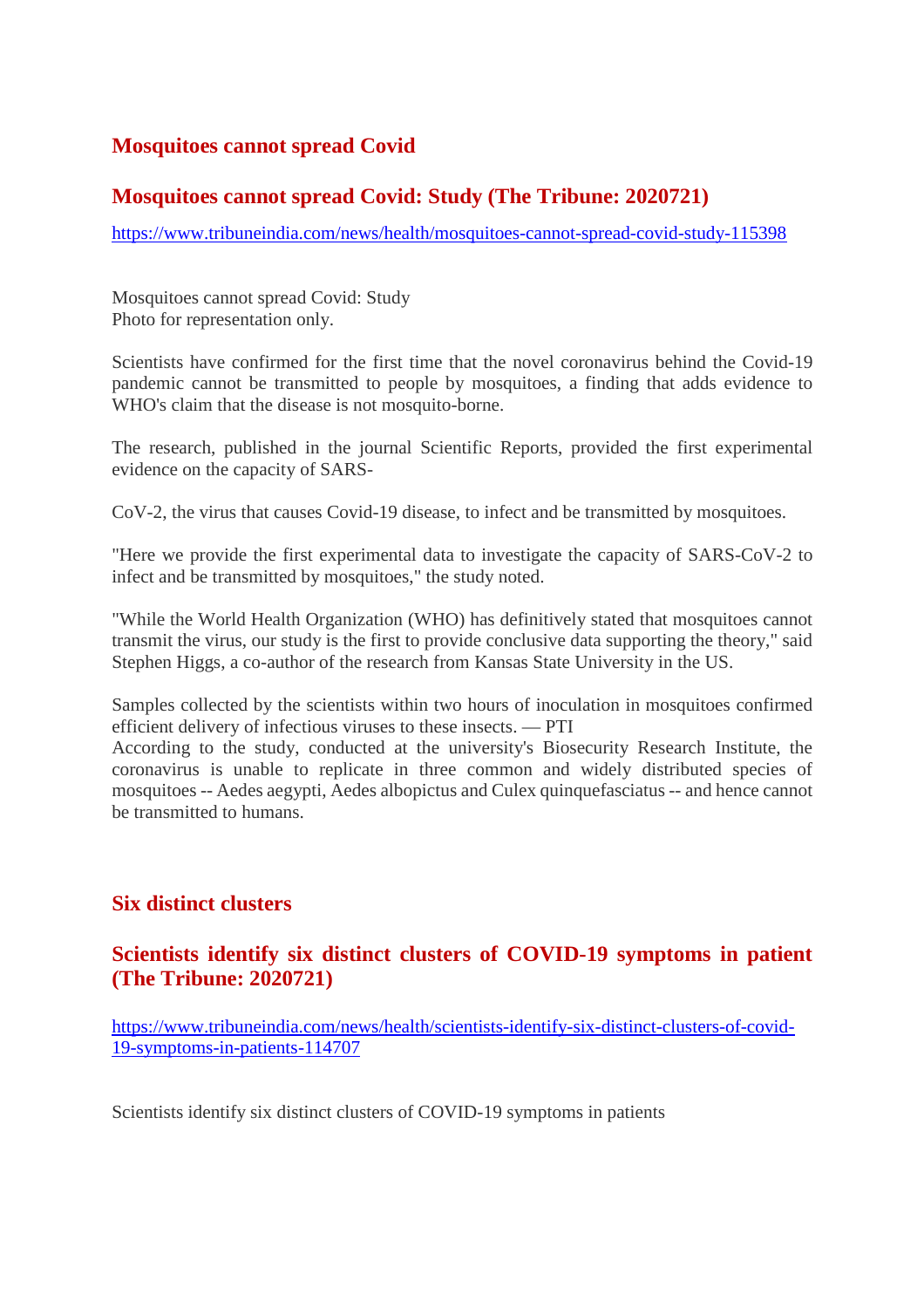## Mosquitoes cannot spread Covid

## Mosquitoes cannot spread Covid: Study (The Tribune: 2020721)

https://www.tribuneindia.com/news/health/mosquitoes-cannot-spread-covid-study-115398

Mosquitoes cannot spread Covid: Study
Photo for representation only.

Scientists have confirmed for the first time that the novel coronavirus behind the Covid-19 pandemic cannot be transmitted to people by mosquitoes, a finding that adds evidence to WHO's claim that the disease is not mosquito-borne.

The research, published in the journal Scientific Reports, provided the first experimental evidence on the capacity of SARS-

CoV-2, the virus that causes Covid-19 disease, to infect and be transmitted by mosquitoes.

"Here we provide the first experimental data to investigate the capacity of SARS-CoV-2 to infect and be transmitted by mosquitoes," the study noted.

"While the World Health Organization (WHO) has definitively stated that mosquitoes cannot transmit the virus, our study is the first to provide conclusive data supporting the theory," said Stephen Higgs, a co-author of the research from Kansas State University in the US.

Samples collected by the scientists within two hours of inoculation in mosquitoes confirmed efficient delivery of infectious viruses to these insects. — PTI
According to the study, conducted at the university's Biosecurity Research Institute, the coronavirus is unable to replicate in three common and widely distributed species of mosquitoes -- Aedes aegypti, Aedes albopictus and Culex quinquefasciatus -- and hence cannot be transmitted to humans.

## Six distinct clusters

## Scientists identify six distinct clusters of COVID-19 symptoms in patient (The Tribune: 2020721)

https://www.tribuneindia.com/news/health/scientists-identify-six-distinct-clusters-of-covid-19-symptoms-in-patients-114707

Scientists identify six distinct clusters of COVID-19 symptoms in patients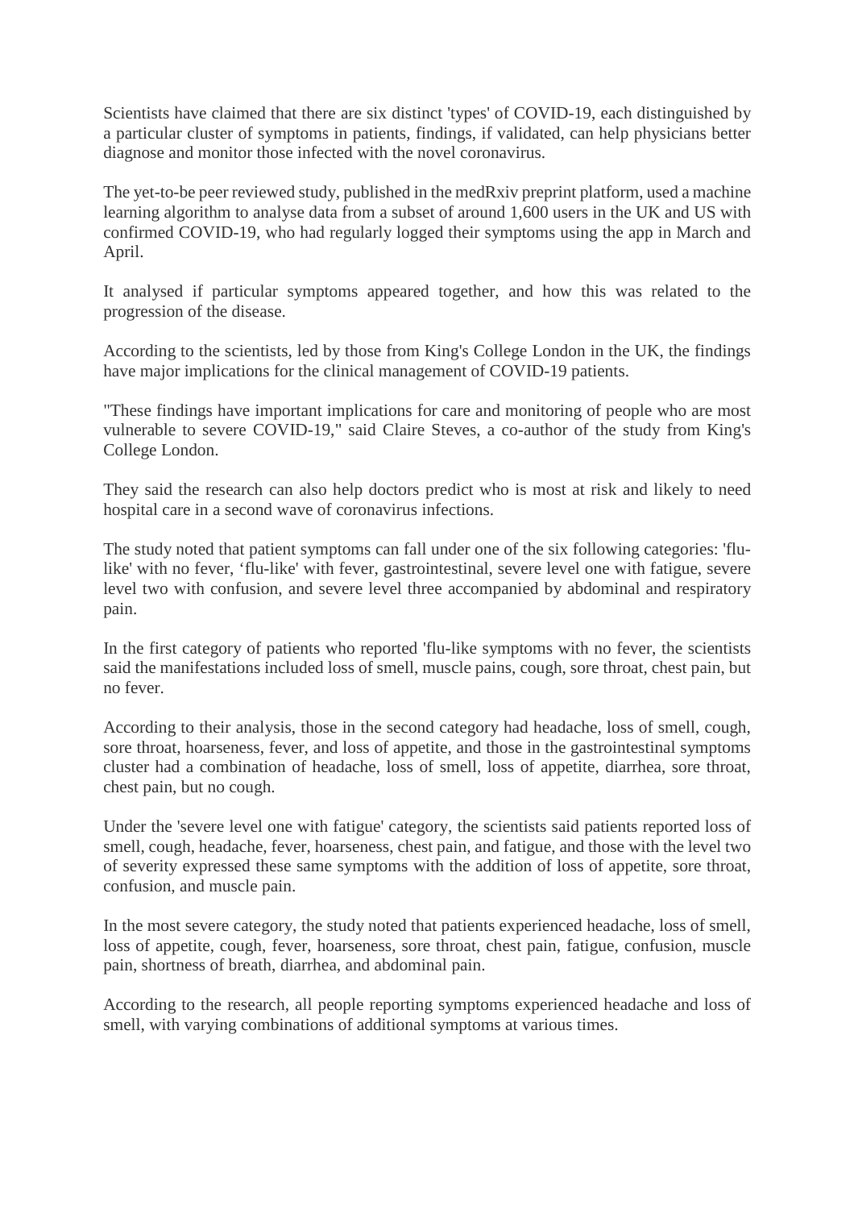Scientists have claimed that there are six distinct 'types' of COVID-19, each distinguished by a particular cluster of symptoms in patients, findings, if validated, can help physicians better diagnose and monitor those infected with the novel coronavirus.

The yet-to-be peer reviewed study, published in the medRxiv preprint platform, used a machine learning algorithm to analyse data from a subset of around 1,600 users in the UK and US with confirmed COVID-19, who had regularly logged their symptoms using the app in March and April.

It analysed if particular symptoms appeared together, and how this was related to the progression of the disease.

According to the scientists, led by those from King's College London in the UK, the findings have major implications for the clinical management of COVID-19 patients.

"These findings have important implications for care and monitoring of people who are most vulnerable to severe COVID-19," said Claire Steves, a co-author of the study from King's College London.

They said the research can also help doctors predict who is most at risk and likely to need hospital care in a second wave of coronavirus infections.

The study noted that patient symptoms can fall under one of the six following categories: 'flu-like' with no fever, 'flu-like' with fever, gastrointestinal, severe level one with fatigue, severe level two with confusion, and severe level three accompanied by abdominal and respiratory pain.

In the first category of patients who reported 'flu-like symptoms with no fever, the scientists said the manifestations included loss of smell, muscle pains, cough, sore throat, chest pain, but no fever.

According to their analysis, those in the second category had headache, loss of smell, cough, sore throat, hoarseness, fever, and loss of appetite, and those in the gastrointestinal symptoms cluster had a combination of headache, loss of smell, loss of appetite, diarrhea, sore throat, chest pain, but no cough.

Under the 'severe level one with fatigue' category, the scientists said patients reported loss of smell, cough, headache, fever, hoarseness, chest pain, and fatigue, and those with the level two of severity expressed these same symptoms with the addition of loss of appetite, sore throat, confusion, and muscle pain.

In the most severe category, the study noted that patients experienced headache, loss of smell, loss of appetite, cough, fever, hoarseness, sore throat, chest pain, fatigue, confusion, muscle pain, shortness of breath, diarrhea, and abdominal pain.

According to the research, all people reporting symptoms experienced headache and loss of smell, with varying combinations of additional symptoms at various times.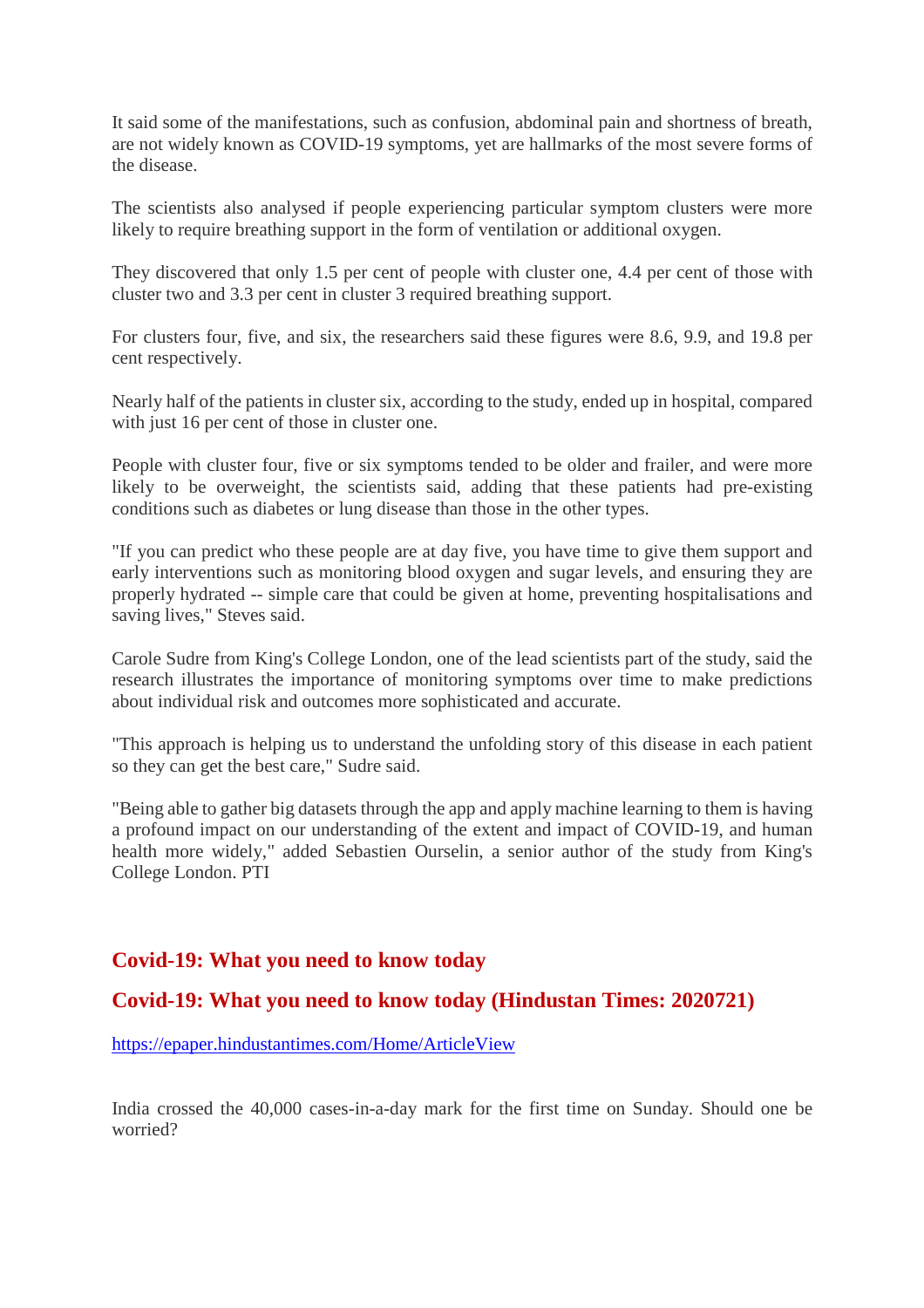It said some of the manifestations, such as confusion, abdominal pain and shortness of breath, are not widely known as COVID-19 symptoms, yet are hallmarks of the most severe forms of the disease.

The scientists also analysed if people experiencing particular symptom clusters were more likely to require breathing support in the form of ventilation or additional oxygen.

They discovered that only 1.5 per cent of people with cluster one, 4.4 per cent of those with cluster two and 3.3 per cent in cluster 3 required breathing support.

For clusters four, five, and six, the researchers said these figures were 8.6, 9.9, and 19.8 per cent respectively.

Nearly half of the patients in cluster six, according to the study, ended up in hospital, compared with just 16 per cent of those in cluster one.

People with cluster four, five or six symptoms tended to be older and frailer, and were more likely to be overweight, the scientists said, adding that these patients had pre-existing conditions such as diabetes or lung disease than those in the other types.

"If you can predict who these people are at day five, you have time to give them support and early interventions such as monitoring blood oxygen and sugar levels, and ensuring they are properly hydrated -- simple care that could be given at home, preventing hospitalisations and saving lives," Steves said.

Carole Sudre from King's College London, one of the lead scientists part of the study, said the research illustrates the importance of monitoring symptoms over time to make predictions about individual risk and outcomes more sophisticated and accurate.

"This approach is helping us to understand the unfolding story of this disease in each patient so they can get the best care," Sudre said.

"Being able to gather big datasets through the app and apply machine learning to them is having a profound impact on our understanding of the extent and impact of COVID-19, and human health more widely," added Sebastien Ourselin, a senior author of the study from King's College London. PTI

## Covid-19: What you need to know today

## Covid-19: What you need to know today (Hindustan Times: 2020721)

https://epaper.hindustantimes.com/Home/ArticleView

India crossed the 40,000 cases-in-a-day mark for the first time on Sunday. Should one be worried?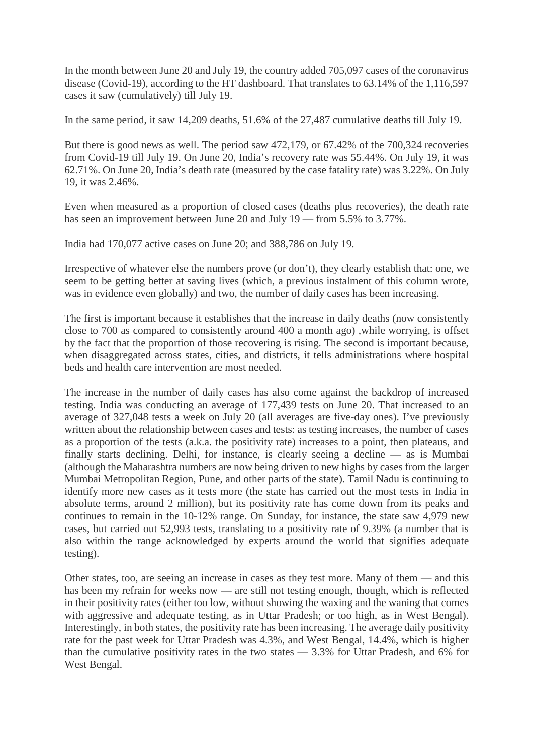In the month between June 20 and July 19, the country added 705,097 cases of the coronavirus disease (Covid-19), according to the HT dashboard. That translates to 63.14% of the 1,116,597 cases it saw (cumulatively) till July 19.

In the same period, it saw 14,209 deaths, 51.6% of the 27,487 cumulative deaths till July 19.

But there is good news as well. The period saw 472,179, or 67.42% of the 700,324 recoveries from Covid-19 till July 19. On June 20, India's recovery rate was 55.44%. On July 19, it was 62.71%. On June 20, India's death rate (measured by the case fatality rate) was 3.22%. On July 19, it was 2.46%.

Even when measured as a proportion of closed cases (deaths plus recoveries), the death rate has seen an improvement between June 20 and July 19 — from 5.5% to 3.77%.

India had 170,077 active cases on June 20; and 388,786 on July 19.

Irrespective of whatever else the numbers prove (or don't), they clearly establish that: one, we seem to be getting better at saving lives (which, a previous instalment of this column wrote, was in evidence even globally) and two, the number of daily cases has been increasing.

The first is important because it establishes that the increase in daily deaths (now consistently close to 700 as compared to consistently around 400 a month ago) ,while worrying, is offset by the fact that the proportion of those recovering is rising. The second is important because, when disaggregated across states, cities, and districts, it tells administrations where hospital beds and health care intervention are most needed.

The increase in the number of daily cases has also come against the backdrop of increased testing. India was conducting an average of 177,439 tests on June 20. That increased to an average of 327,048 tests a week on July 20 (all averages are five-day ones). I've previously written about the relationship between cases and tests: as testing increases, the number of cases as a proportion of the tests (a.k.a. the positivity rate) increases to a point, then plateaus, and finally starts declining. Delhi, for instance, is clearly seeing a decline — as is Mumbai (although the Maharashtra numbers are now being driven to new highs by cases from the larger Mumbai Metropolitan Region, Pune, and other parts of the state). Tamil Nadu is continuing to identify more new cases as it tests more (the state has carried out the most tests in India in absolute terms, around 2 million), but its positivity rate has come down from its peaks and continues to remain in the 10-12% range. On Sunday, for instance, the state saw 4,979 new cases, but carried out 52,993 tests, translating to a positivity rate of 9.39% (a number that is also within the range acknowledged by experts around the world that signifies adequate testing).

Other states, too, are seeing an increase in cases as they test more. Many of them — and this has been my refrain for weeks now — are still not testing enough, though, which is reflected in their positivity rates (either too low, without showing the waxing and the waning that comes with aggressive and adequate testing, as in Uttar Pradesh; or too high, as in West Bengal). Interestingly, in both states, the positivity rate has been increasing. The average daily positivity rate for the past week for Uttar Pradesh was 4.3%, and West Bengal, 14.4%, which is higher than the cumulative positivity rates in the two states — 3.3% for Uttar Pradesh, and 6% for West Bengal.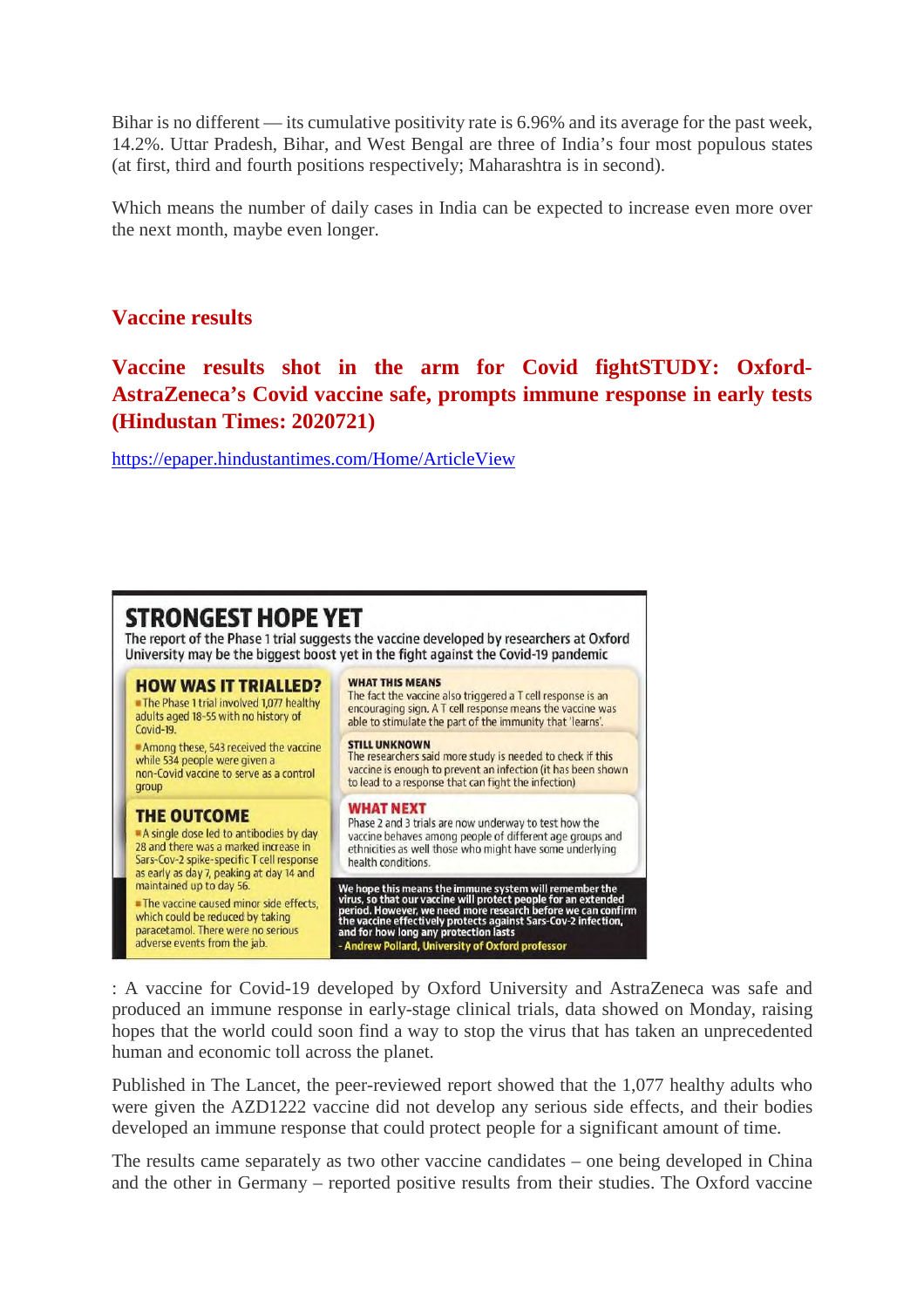Bihar is no different — its cumulative positivity rate is 6.96% and its average for the past week, 14.2%. Uttar Pradesh, Bihar, and West Bengal are three of India's four most populous states (at first, third and fourth positions respectively; Maharashtra is in second).

Which means the number of daily cases in India can be expected to increase even more over the next month, maybe even longer.

## Vaccine results

### Vaccine results shot in the arm for Covid fightSTUDY: Oxford-AstraZeneca's Covid vaccine safe, prompts immune response in early tests (Hindustan Times: 2020721)

https://epaper.hindustantimes.com/Home/ArticleView

**STRONGEST HOPE YET**

The report of the Phase 1 trial suggests the vaccine developed by researchers at Oxford University may be the biggest boost yet in the fight against the Covid-19 pandemic

**HOW WAS IT TRIALLED?**

- The Phase 1 trial involved 1,077 healthy adults aged 18-55 with no history of Covid-19.
- Among these, 543 received the vaccine while 534 people were given a non-Covid vaccine to serve as a control group

**THE OUTCOME**

- A single dose led to antibodies by day 28 and there was a marked increase in Sars-Cov-2 spike-specific T cell response as early as day 7, peaking at day 14 and maintained up to day 56.
- The vaccine caused minor side effects, which could be reduced by taking paracetamol. There were no serious adverse events from the jab.

**WHAT THIS MEANS**

The fact the vaccine also triggered a T cell response is an encouraging sign. A T cell response means the vaccine was able to stimulate the part of the immunity that 'learns'.

**STILL UNKNOWN**

The researchers said more study is needed to check if this vaccine is enough to prevent an infection (it has been shown to lead to a response that can fight the infection)

**WHAT NEXT**

Phase 2 and 3 trials are now underway to test how the vaccine behaves among people of different age groups and ethnicities as well those who might have some underlying health conditions.

**We hope this means the immune system will remember the virus, so that our vaccine will protect people for an extended period. However, we need more research before we can confirm the vaccine effectively protects against Sars-Cov-2 infection, and for how long any protection lasts**

**- Andrew Pollard, University of Oxford professor**

: A vaccine for Covid-19 developed by Oxford University and AstraZeneca was safe and produced an immune response in early-stage clinical trials, data showed on Monday, raising hopes that the world could soon find a way to stop the virus that has taken an unprecedented human and economic toll across the planet.

Published in The Lancet, the peer-reviewed report showed that the 1,077 healthy adults who were given the AZD1222 vaccine did not develop any serious side effects, and their bodies developed an immune response that could protect people for a significant amount of time.

The results came separately as two other vaccine candidates – one being developed in China and the other in Germany – reported positive results from their studies. The Oxford vaccine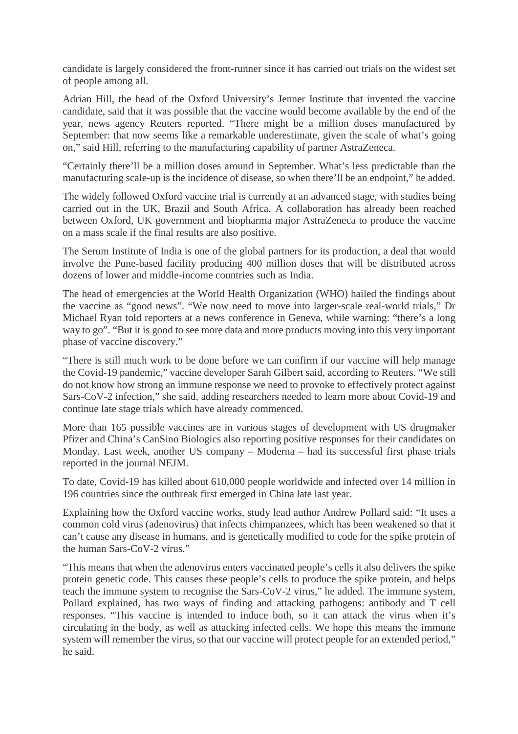candidate is largely considered the front-runner since it has carried out trials on the widest set of people among all.

Adrian Hill, the head of the Oxford University's Jenner Institute that invented the vaccine candidate, said that it was possible that the vaccine would become available by the end of the year, news agency Reuters reported. "There might be a million doses manufactured by September: that now seems like a remarkable underestimate, given the scale of what's going on," said Hill, referring to the manufacturing capability of partner AstraZeneca.

"Certainly there'll be a million doses around in September. What's less predictable than the manufacturing scale-up is the incidence of disease, so when there'll be an endpoint," he added.

The widely followed Oxford vaccine trial is currently at an advanced stage, with studies being carried out in the UK, Brazil and South Africa. A collaboration has already been reached between Oxford, UK government and biopharma major AstraZeneca to produce the vaccine on a mass scale if the final results are also positive.

The Serum Institute of India is one of the global partners for its production, a deal that would involve the Pune-based facility producing 400 million doses that will be distributed across dozens of lower and middle-income countries such as India.

The head of emergencies at the World Health Organization (WHO) hailed the findings about the vaccine as "good news". "We now need to move into larger-scale real-world trials," Dr Michael Ryan told reporters at a news conference in Geneva, while warning: "there's a long way to go". "But it is good to see more data and more products moving into this very important phase of vaccine discovery."

"There is still much work to be done before we can confirm if our vaccine will help manage the Covid-19 pandemic," vaccine developer Sarah Gilbert said, according to Reuters. "We still do not know how strong an immune response we need to provoke to effectively protect against Sars-CoV-2 infection," she said, adding researchers needed to learn more about Covid-19 and continue late stage trials which have already commenced.

More than 165 possible vaccines are in various stages of development with US drugmaker Pfizer and China's CanSino Biologics also reporting positive responses for their candidates on Monday. Last week, another US company – Moderna – had its successful first phase trials reported in the journal NEJM.

To date, Covid-19 has killed about 610,000 people worldwide and infected over 14 million in 196 countries since the outbreak first emerged in China late last year.

Explaining how the Oxford vaccine works, study lead author Andrew Pollard said: "It uses a common cold virus (adenovirus) that infects chimpanzees, which has been weakened so that it can't cause any disease in humans, and is genetically modified to code for the spike protein of the human Sars-CoV-2 virus."

"This means that when the adenovirus enters vaccinated people's cells it also delivers the spike protein genetic code. This causes these people's cells to produce the spike protein, and helps teach the immune system to recognise the Sars-CoV-2 virus," he added. The immune system, Pollard explained, has two ways of finding and attacking pathogens: antibody and T cell responses. "This vaccine is intended to induce both, so it can attack the virus when it's circulating in the body, as well as attacking infected cells. We hope this means the immune system will remember the virus, so that our vaccine will protect people for an extended period," he said.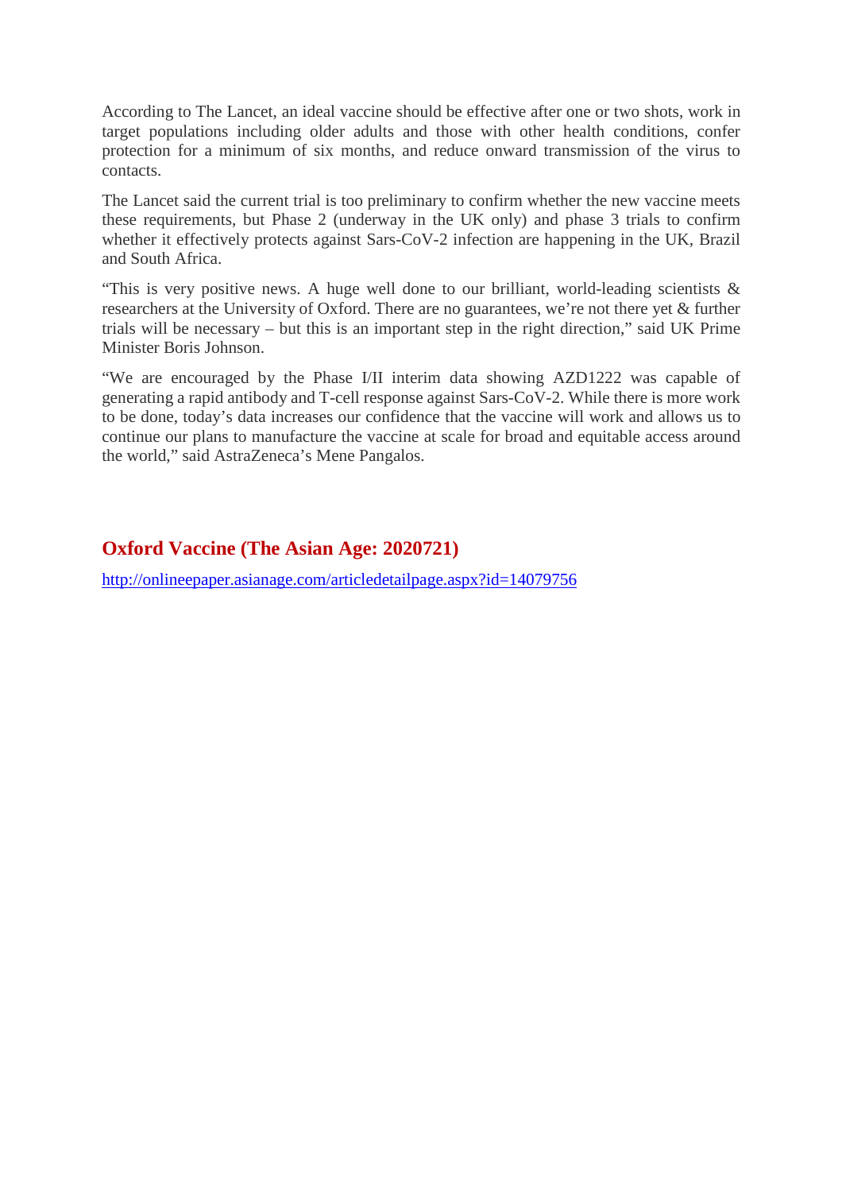According to The Lancet, an ideal vaccine should be effective after one or two shots, work in target populations including older adults and those with other health conditions, confer protection for a minimum of six months, and reduce onward transmission of the virus to contacts.

The Lancet said the current trial is too preliminary to confirm whether the new vaccine meets these requirements, but Phase 2 (underway in the UK only) and phase 3 trials to confirm whether it effectively protects against Sars-CoV-2 infection are happening in the UK, Brazil and South Africa.

"This is very positive news. A huge well done to our brilliant, world-leading scientists & researchers at the University of Oxford. There are no guarantees, we're not there yet & further trials will be necessary – but this is an important step in the right direction," said UK Prime Minister Boris Johnson.

"We are encouraged by the Phase I/II interim data showing AZD1222 was capable of generating a rapid antibody and T-cell response against Sars-CoV-2. While there is more work to be done, today's data increases our confidence that the vaccine will work and allows us to continue our plans to manufacture the vaccine at scale for broad and equitable access around the world," said AstraZeneca's Mene Pangalos.

## Oxford Vaccine (The Asian Age: 2020721)

http://onlineepaper.asianage.com/articledetailpage.aspx?id=14079756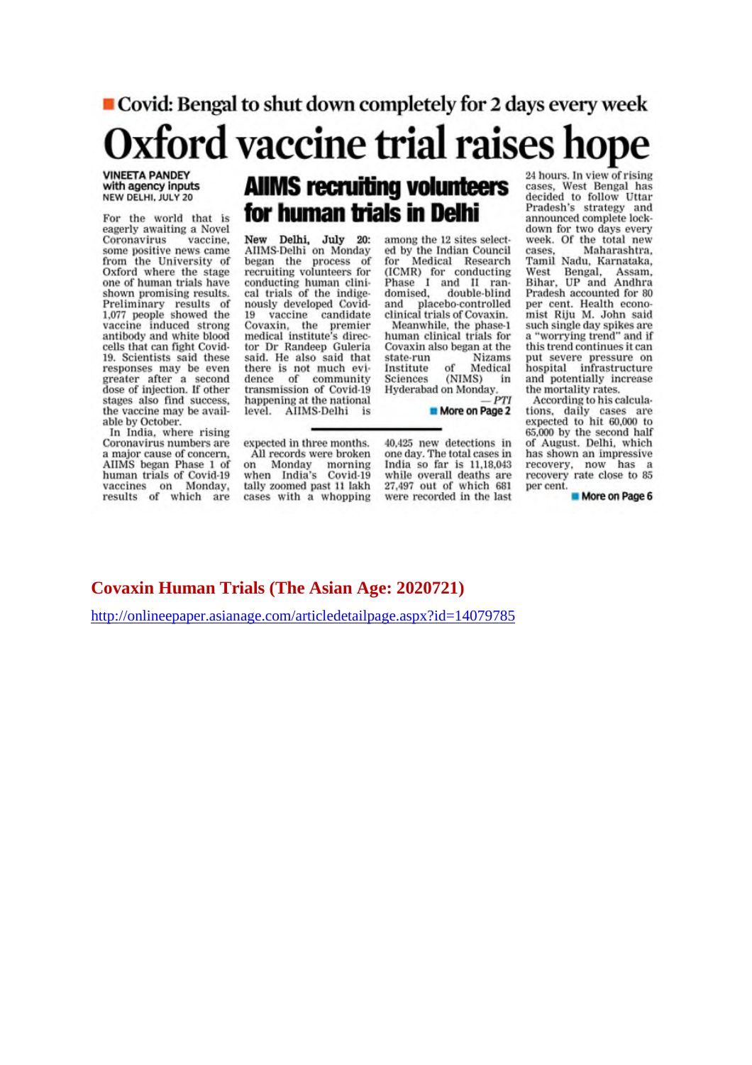■ Covid: Bengal to shut down completely for 2 days every week

# Oxford vaccine trial raises hope

**VINEETA PANDEY**
with agency inputs
NEW DELHI, JULY 20

For the world that is eagerly awaiting a Novel Coronavirus vaccine, some positive news came from the University of Oxford where the stage one of human trials have shown promising results. Preliminary results of 1,077 people showed the vaccine induced strong antibody and white blood cells that can fight Covid-19. Scientists said these responses may be even greater after a second dose of injection. If other stages also find success, the vaccine may be available by October.

In India, where rising Coronavirus numbers are a major cause of concern, AIIMS began Phase 1 of human trials of Covid-19 vaccines on Monday, results of which are expected in three months.

All records were broken on Monday morning when India's Covid-19 tally zoomed past 11 lakh cases with a whopping 40,425 new detections in one day. The total cases in India so far is 11,18,043 while overall deaths are 27,497 out of which 681 were recorded in the last 24 hours. In view of rising cases, West Bengal has decided to follow Uttar Pradesh's strategy and announced complete lockdown for two days every week. Of the total new cases, Maharashtra, Tamil Nadu, Karnataka, West Bengal, Assam, Bihar, UP and Andhra Pradesh accounted for 80 per cent. Health economist Riju M. John said such single day spikes are a "worrying trend" and if this trend continues it can put severe pressure on hospital infrastructure and potentially increase the mortality rates.

According to his calculations, daily cases are expected to hit 60,000 to 65,000 by the second half of August. Delhi, which has shown an impressive recovery, now has a recovery rate close to 85 per cent.

■ More on Page 6

## AIIMS recruiting volunteers for human trials in Delhi

**New Delhi, July 20:** AIIMS-Delhi on Monday began the process of recruiting volunteers for conducting human clinical trials of the indigenously developed Covid-19 vaccine candidate Covaxin, the premier medical institute's director Dr Randeep Guleria said. He also said that there is not much evidence of community transmission of Covid-19 happening at the national level. AIIMS-Delhi is among the 12 sites selected by the Indian Council for Medical Research (ICMR) for conducting Phase I and II randomised, double-blind and placebo-controlled clinical trials of Covaxin.

Meanwhile, the phase-1 human clinical trials for Covaxin also began at the state-run Nizams Institute of Medical Sciences (NIMS) in Hyderabad on Monday.

*— PTI*

■ More on Page 2

**Covaxin Human Trials (The Asian Age: 2020721)**

http://onlineepaper.asianage.com/articledetailpage.aspx?id=14079785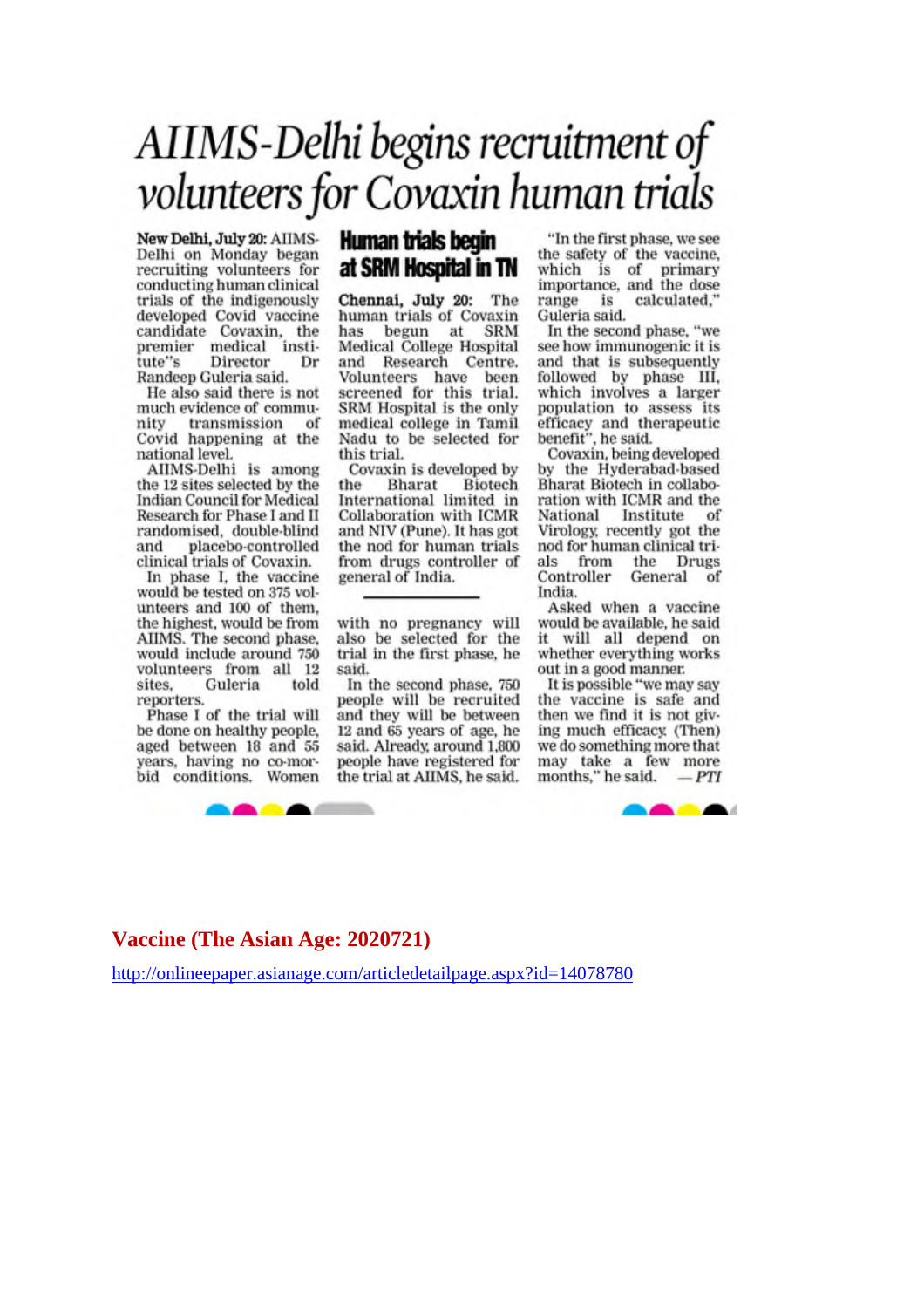# AIIMS-Delhi begins recruitment of volunteers for Covaxin human trials

**New Delhi, July 20:** AIIMS-Delhi on Monday began recruiting volunteers for conducting human clinical trials of the indigenously developed Covid vaccine candidate Covaxin, the premier medical institute's Director Dr Randeep Guleria said.

He also said there is not much evidence of community transmission of Covid happening at the national level.

AIIMS-Delhi is among the 12 sites selected by the Indian Council for Medical Research for Phase I and II randomised, double-blind and placebo-controlled clinical trials of Covaxin.

In phase I, the vaccine would be tested on 375 volunteers and 100 of them, the highest, would be from AIIMS. The second phase, would include around 750 volunteers from all 12 sites, Guleria told reporters.

Phase I of the trial will be done on healthy people, aged between 18 and 55 years, having no co-morbid conditions. Women with no pregnancy will also be selected for the trial in the first phase, he said.

In the second phase, 750 people will be recruited and they will be between 12 and 65 years of age, he said. Already, around 1,800 people have registered for the trial at AIIMS, he said.

"In the first phase, we see the safety of the vaccine, which is of primary importance, and the dose range is calculated," Guleria said.

In the second phase, "we see how immunogenic it is and that is subsequently followed by phase III, which involves a larger population to assess its efficacy and therapeutic benefit", he said.

Covaxin, being developed by the Hyderabad-based Bharat Biotech in collaboration with ICMR and the National Institute of Virology, recently got the nod for human clinical trials from the Drugs Controller General of India.

Asked when a vaccine would be available, he said it will all depend on whether everything works out in a good manner.

It is possible "we may say the vaccine is safe and then we find it is not giving much efficacy. (Then) we do something more that may take a few more months," he said. — *PTI*

## Human trials begin at SRM Hospital in TN

**Chennai, July 20:** The human trials of Covaxin has begun at SRM Medical College Hospital and Research Centre. Volunteers have been screened for this trial. SRM Hospital is the only medical college in Tamil Nadu to be selected for this trial.

Covaxin is developed by the Bharat Biotech International limited in Collaboration with ICMR and NIV (Pune). It has got the nod for human trials from drugs controller of general of India.

**Vaccine (The Asian Age: 2020721)**

http://onlineepaper.asianage.com/articledetailpage.aspx?id=14078780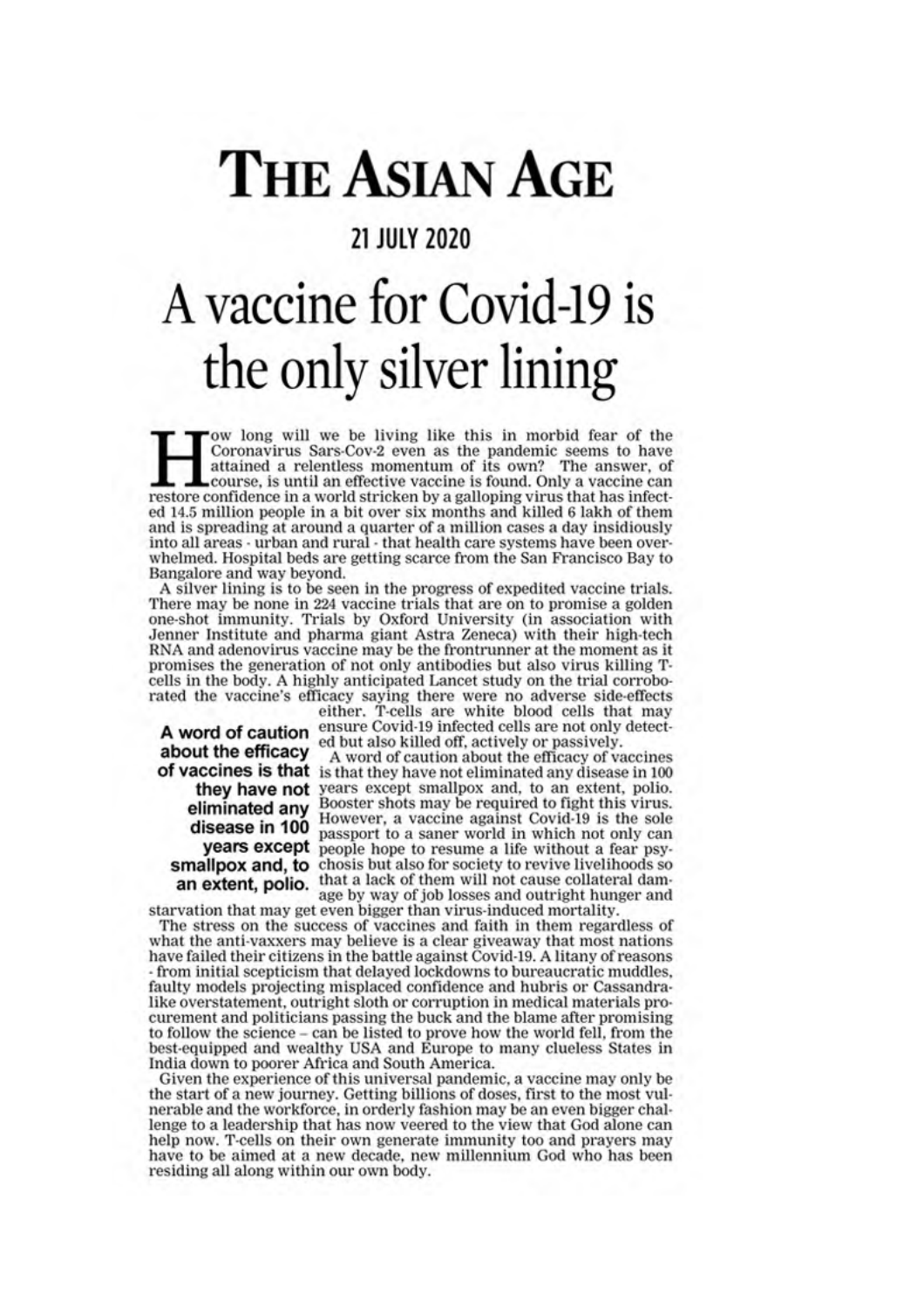# THE ASIAN AGE

## 21 JULY 2020

# A vaccine for Covid-19 is the only silver lining

How long will we be living like this in morbid fear of the Coronavirus Sars-Cov-2 even as the pandemic seems to have attained a relentless momentum of its own? The answer, of course, is until an effective vaccine is found. Only a vaccine can restore confidence in a world stricken by a galloping virus that has infected 14.5 million people in a bit over six months and killed 6 lakh of them and is spreading at around a quarter of a million cases a day insidiously into all areas - urban and rural - that health care systems have been overwhelmed. Hospital beds are getting scarce from the San Francisco Bay to Bangalore and way beyond.

A silver lining is to be seen in the progress of expedited vaccine trials. There may be none in 224 vaccine trials that are on to promise a golden one-shot immunity. Trials by Oxford University (in association with Jenner Institute and pharma giant Astra Zeneca) with their high-tech RNA and adenovirus vaccine may be the frontrunner at the moment as it promises the generation of not only antibodies but also virus killing T-cells in the body. A highly anticipated Lancet study on the trial corroborated the vaccine's efficacy saying there were no adverse side-effects either. T-cells are white blood cells that may ensure Covid-19 infected cells are not only detected but also killed off, actively or passively.

**A word of caution about the efficacy of vaccines is that they have not eliminated any disease in 100 years except smallpox and, to an extent, polio.**

A word of caution about the efficacy of vaccines is that they have not eliminated any disease in 100 years except smallpox and, to an extent, polio. Booster shots may be required to fight this virus. However, a vaccine against Covid-19 is the sole passport to a saner world in which not only can people hope to resume a life without a fear psychosis but also for society to revive livelihoods so that a lack of them will not cause collateral damage by way of job losses and outright hunger and starvation that may get even bigger than virus-induced mortality.

The stress on the success of vaccines and faith in them regardless of what the anti-vaxxers may believe is a clear giveaway that most nations have failed their citizens in the battle against Covid-19. A litany of reasons - from initial scepticism that delayed lockdowns to bureaucratic muddles, faulty models projecting misplaced confidence and hubris or Cassandra-like overstatement, outright sloth or corruption in medical materials procurement and politicians passing the buck and the blame after promising to follow the science – can be listed to prove how the world fell, from the best-equipped and wealthy USA and Europe to many clueless States in India down to poorer Africa and South America.

Given the experience of this universal pandemic, a vaccine may only be the start of a new journey. Getting billions of doses, first to the most vulnerable and the workforce, in orderly fashion may be an even bigger challenge to a leadership that has now veered to the view that God alone can help now. T-cells on their own generate immunity too and prayers may have to be aimed at a new decade, new millennium God who has been residing all along within our own body.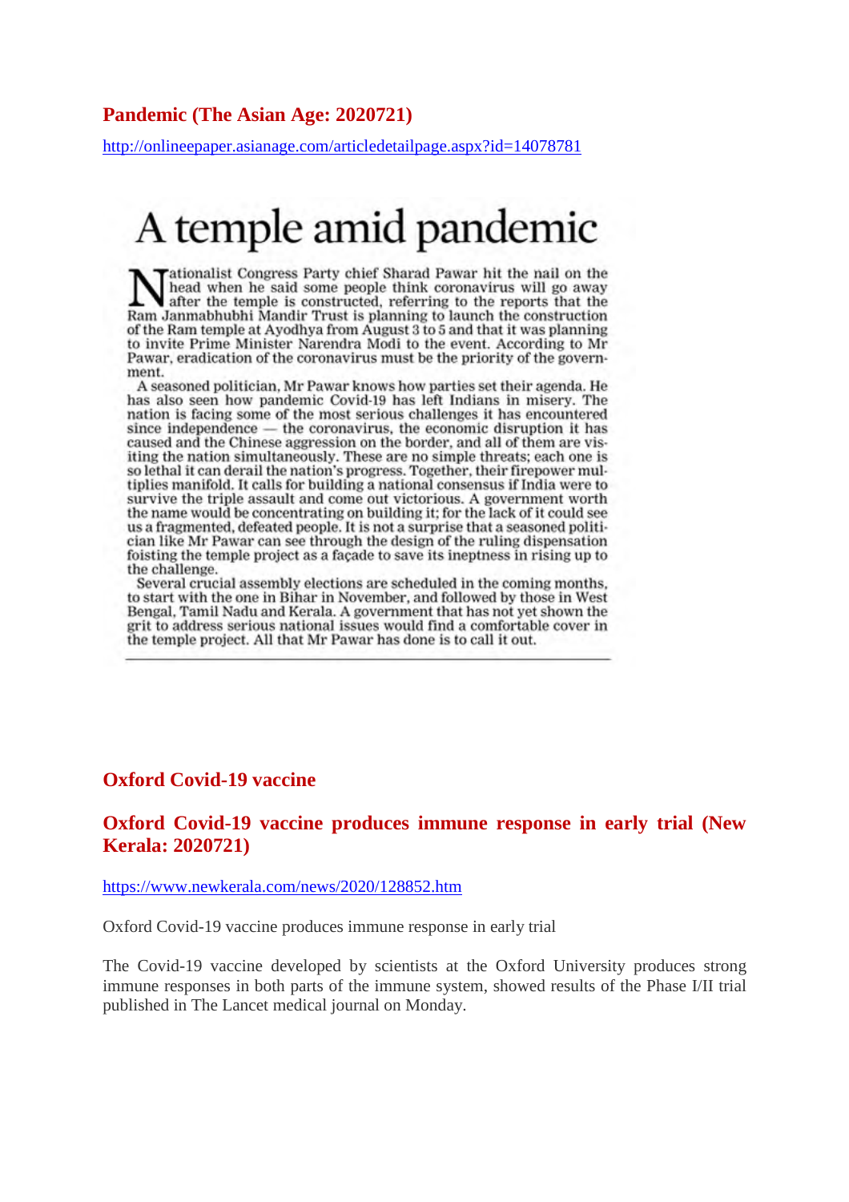## Pandemic (The Asian Age: 2020721)

http://onlineepaper.asianage.com/articledetailpage.aspx?id=14078781

# A temple amid pandemic

Nationalist Congress Party chief Sharad Pawar hit the nail on the head when he said some people think coronavirus will go away after the temple is constructed, referring to the reports that the Ram Janmabhubhi Mandir Trust is planning to launch the construction of the Ram temple at Ayodhya from August 3 to 5 and that it was planning to invite Prime Minister Narendra Modi to the event. According to Mr Pawar, eradication of the coronavirus must be the priority of the government.

A seasoned politician, Mr Pawar knows how parties set their agenda. He has also seen how pandemic Covid-19 has left Indians in misery. The nation is facing some of the most serious challenges it has encountered since independence — the coronavirus, the economic disruption it has caused and the Chinese aggression on the border, and all of them are visiting the nation simultaneously. These are no simple threats; each one is so lethal it can derail the nation's progress. Together, their firepower multiplies manifold. It calls for building a national consensus if India were to survive the triple assault and come out victorious. A government worth the name would be concentrating on building it; for the lack of it could see us a fragmented, defeated people. It is not a surprise that a seasoned politician like Mr Pawar can see through the design of the ruling dispensation foisting the temple project as a façade to save its ineptness in rising up to the challenge.

Several crucial assembly elections are scheduled in the coming months, to start with the one in Bihar in November, and followed by those in West Bengal, Tamil Nadu and Kerala. A government that has not yet shown the grit to address serious national issues would find a comfortable cover in the temple project. All that Mr Pawar has done is to call it out.

## Oxford Covid-19 vaccine

## Oxford Covid-19 vaccine produces immune response in early trial (New Kerala: 2020721)

https://www.newkerala.com/news/2020/128852.htm

Oxford Covid-19 vaccine produces immune response in early trial

The Covid-19 vaccine developed by scientists at the Oxford University produces strong immune responses in both parts of the immune system, showed results of the Phase I/II trial published in The Lancet medical journal on Monday.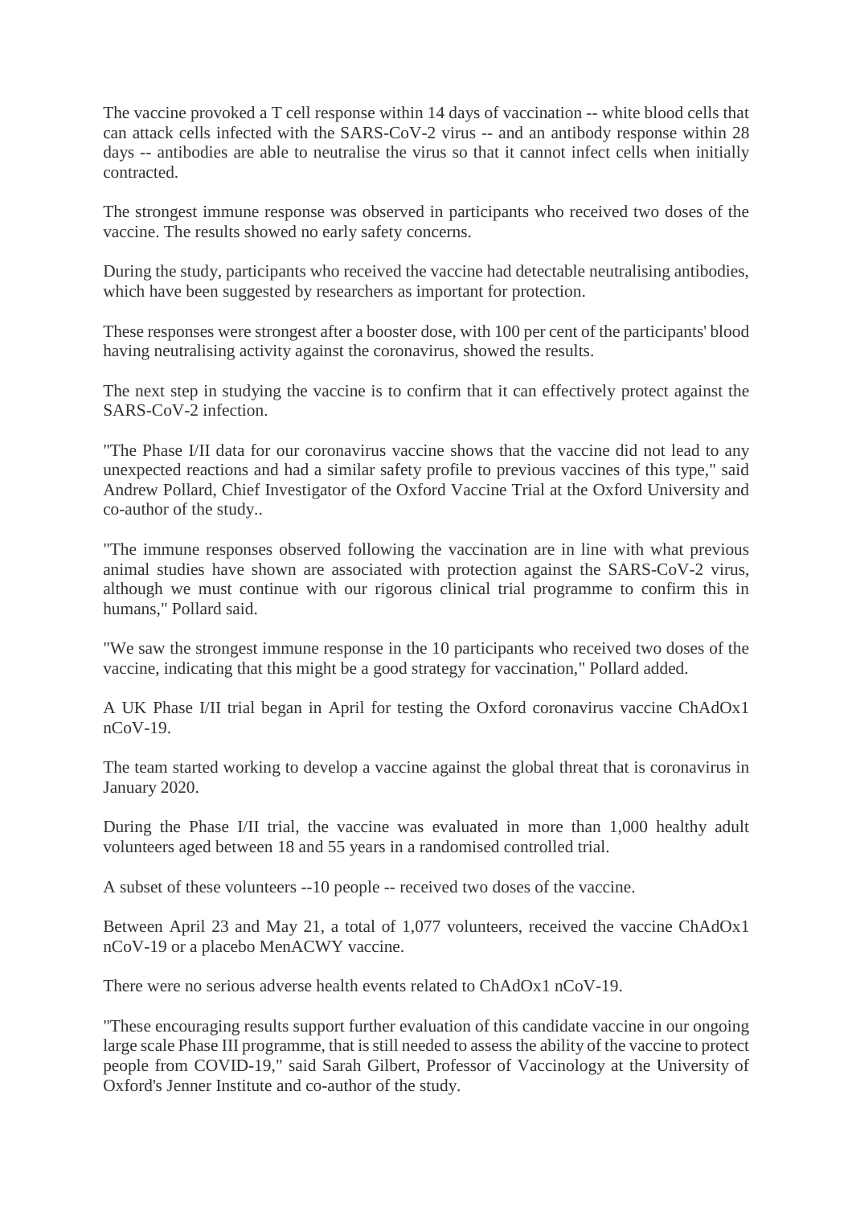The vaccine provoked a T cell response within 14 days of vaccination -- white blood cells that can attack cells infected with the SARS-CoV-2 virus -- and an antibody response within 28 days -- antibodies are able to neutralise the virus so that it cannot infect cells when initially contracted.

The strongest immune response was observed in participants who received two doses of the vaccine. The results showed no early safety concerns.

During the study, participants who received the vaccine had detectable neutralising antibodies, which have been suggested by researchers as important for protection.

These responses were strongest after a booster dose, with 100 per cent of the participants' blood having neutralising activity against the coronavirus, showed the results.

The next step in studying the vaccine is to confirm that it can effectively protect against the SARS-CoV-2 infection.

"The Phase I/II data for our coronavirus vaccine shows that the vaccine did not lead to any unexpected reactions and had a similar safety profile to previous vaccines of this type," said Andrew Pollard, Chief Investigator of the Oxford Vaccine Trial at the Oxford University and co-author of the study..

"The immune responses observed following the vaccination are in line with what previous animal studies have shown are associated with protection against the SARS-CoV-2 virus, although we must continue with our rigorous clinical trial programme to confirm this in humans," Pollard said.

"We saw the strongest immune response in the 10 participants who received two doses of the vaccine, indicating that this might be a good strategy for vaccination," Pollard added.

A UK Phase I/II trial began in April for testing the Oxford coronavirus vaccine ChAdOx1 nCoV-19.

The team started working to develop a vaccine against the global threat that is coronavirus in January 2020.

During the Phase I/II trial, the vaccine was evaluated in more than 1,000 healthy adult volunteers aged between 18 and 55 years in a randomised controlled trial.

A subset of these volunteers --10 people -- received two doses of the vaccine.

Between April 23 and May 21, a total of 1,077 volunteers, received the vaccine ChAdOx1 nCoV-19 or a placebo MenACWY vaccine.

There were no serious adverse health events related to ChAdOx1 nCoV-19.

"These encouraging results support further evaluation of this candidate vaccine in our ongoing large scale Phase III programme, that is still needed to assess the ability of the vaccine to protect people from COVID-19," said Sarah Gilbert, Professor of Vaccinology at the University of Oxford's Jenner Institute and co-author of the study.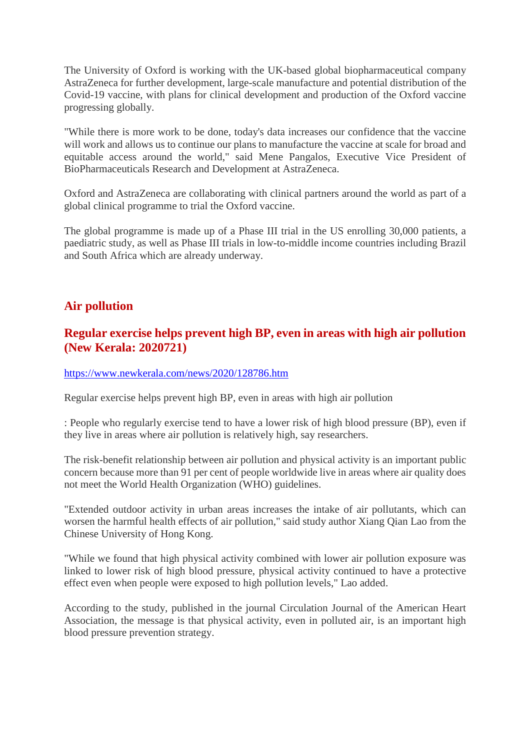The University of Oxford is working with the UK-based global biopharmaceutical company AstraZeneca for further development, large-scale manufacture and potential distribution of the Covid-19 vaccine, with plans for clinical development and production of the Oxford vaccine progressing globally.

"While there is more work to be done, today's data increases our confidence that the vaccine will work and allows us to continue our plans to manufacture the vaccine at scale for broad and equitable access around the world," said Mene Pangalos, Executive Vice President of BioPharmaceuticals Research and Development at AstraZeneca.

Oxford and AstraZeneca are collaborating with clinical partners around the world as part of a global clinical programme to trial the Oxford vaccine.

The global programme is made up of a Phase III trial in the US enrolling 30,000 patients, a paediatric study, as well as Phase III trials in low-to-middle income countries including Brazil and South Africa which are already underway.

## Air pollution

### Regular exercise helps prevent high BP, even in areas with high air pollution (New Kerala: 2020721)

https://www.newkerala.com/news/2020/128786.htm

Regular exercise helps prevent high BP, even in areas with high air pollution

: People who regularly exercise tend to have a lower risk of high blood pressure (BP), even if they live in areas where air pollution is relatively high, say researchers.

The risk-benefit relationship between air pollution and physical activity is an important public concern because more than 91 per cent of people worldwide live in areas where air quality does not meet the World Health Organization (WHO) guidelines.

"Extended outdoor activity in urban areas increases the intake of air pollutants, which can worsen the harmful health effects of air pollution," said study author Xiang Qian Lao from the Chinese University of Hong Kong.

"While we found that high physical activity combined with lower air pollution exposure was linked to lower risk of high blood pressure, physical activity continued to have a protective effect even when people were exposed to high pollution levels," Lao added.

According to the study, published in the journal Circulation Journal of the American Heart Association, the message is that physical activity, even in polluted air, is an important high blood pressure prevention strategy.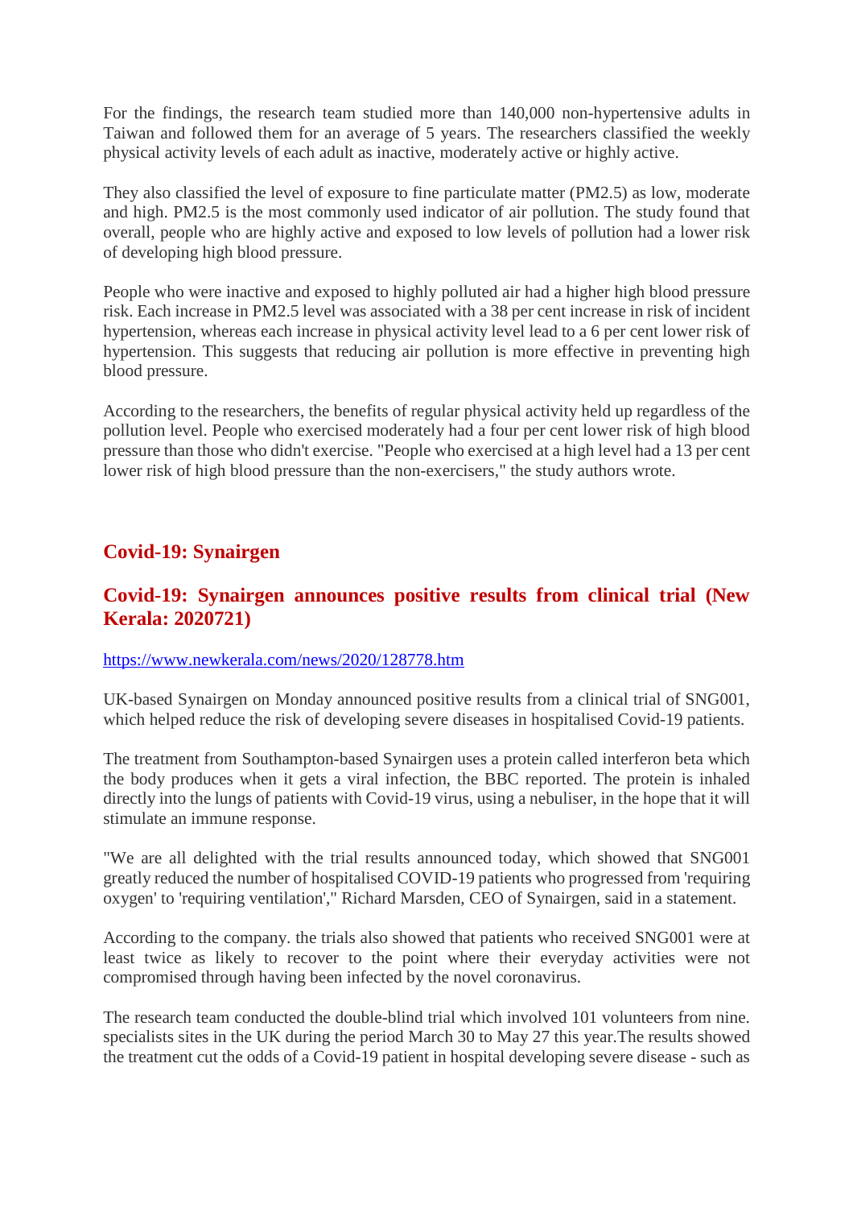For the findings, the research team studied more than 140,000 non-hypertensive adults in Taiwan and followed them for an average of 5 years. The researchers classified the weekly physical activity levels of each adult as inactive, moderately active or highly active.

They also classified the level of exposure to fine particulate matter (PM2.5) as low, moderate and high. PM2.5 is the most commonly used indicator of air pollution. The study found that overall, people who are highly active and exposed to low levels of pollution had a lower risk of developing high blood pressure.

People who were inactive and exposed to highly polluted air had a higher high blood pressure risk. Each increase in PM2.5 level was associated with a 38 per cent increase in risk of incident hypertension, whereas each increase in physical activity level lead to a 6 per cent lower risk of hypertension. This suggests that reducing air pollution is more effective in preventing high blood pressure.

According to the researchers, the benefits of regular physical activity held up regardless of the pollution level. People who exercised moderately had a four per cent lower risk of high blood pressure than those who didn't exercise. "People who exercised at a high level had a 13 per cent lower risk of high blood pressure than the non-exercisers," the study authors wrote.

## Covid-19: Synairgen

## Covid-19: Synairgen announces positive results from clinical trial (New Kerala: 2020721)

https://www.newkerala.com/news/2020/128778.htm

UK-based Synairgen on Monday announced positive results from a clinical trial of SNG001, which helped reduce the risk of developing severe diseases in hospitalised Covid-19 patients.

The treatment from Southampton-based Synairgen uses a protein called interferon beta which the body produces when it gets a viral infection, the BBC reported. The protein is inhaled directly into the lungs of patients with Covid-19 virus, using a nebuliser, in the hope that it will stimulate an immune response.

"We are all delighted with the trial results announced today, which showed that SNG001 greatly reduced the number of hospitalised COVID-19 patients who progressed from 'requiring oxygen' to 'requiring ventilation'," Richard Marsden, CEO of Synairgen, said in a statement.

According to the company. the trials also showed that patients who received SNG001 were at least twice as likely to recover to the point where their everyday activities were not compromised through having been infected by the novel coronavirus.

The research team conducted the double-blind trial which involved 101 volunteers from nine. specialists sites in the UK during the period March 30 to May 27 this year.The results showed the treatment cut the odds of a Covid-19 patient in hospital developing severe disease - such as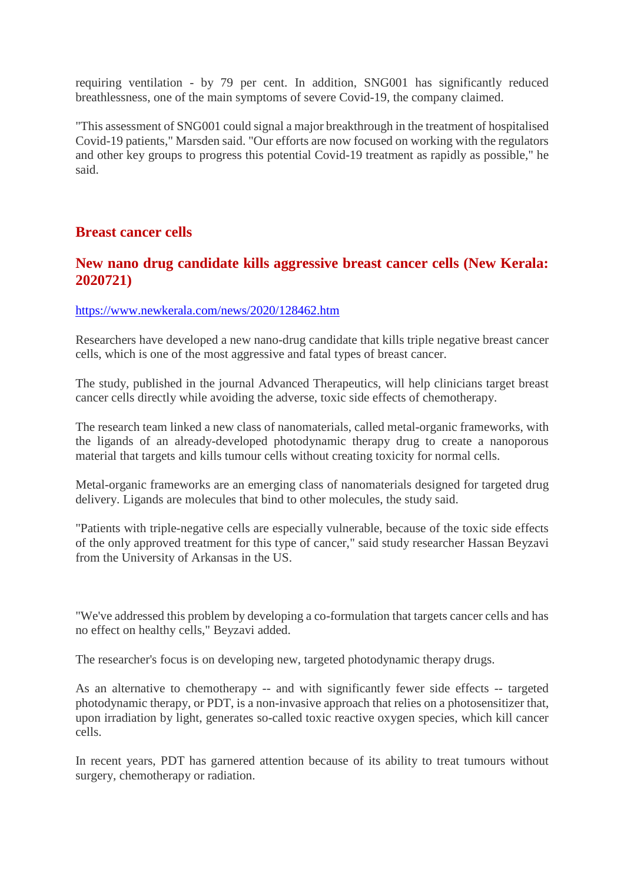requiring ventilation - by 79 per cent. In addition, SNG001 has significantly reduced breathlessness, one of the main symptoms of severe Covid-19, the company claimed.

"This assessment of SNG001 could signal a major breakthrough in the treatment of hospitalised Covid-19 patients," Marsden said. "Our efforts are now focused on working with the regulators and other key groups to progress this potential Covid-19 treatment as rapidly as possible," he said.

## Breast cancer cells

## New nano drug candidate kills aggressive breast cancer cells (New Kerala: 2020721)

https://www.newkerala.com/news/2020/128462.htm

Researchers have developed a new nano-drug candidate that kills triple negative breast cancer cells, which is one of the most aggressive and fatal types of breast cancer.

The study, published in the journal Advanced Therapeutics, will help clinicians target breast cancer cells directly while avoiding the adverse, toxic side effects of chemotherapy.

The research team linked a new class of nanomaterials, called metal-organic frameworks, with the ligands of an already-developed photodynamic therapy drug to create a nanoporous material that targets and kills tumour cells without creating toxicity for normal cells.

Metal-organic frameworks are an emerging class of nanomaterials designed for targeted drug delivery. Ligands are molecules that bind to other molecules, the study said.

"Patients with triple-negative cells are especially vulnerable, because of the toxic side effects of the only approved treatment for this type of cancer," said study researcher Hassan Beyzavi from the University of Arkansas in the US.

"We've addressed this problem by developing a co-formulation that targets cancer cells and has no effect on healthy cells," Beyzavi added.

The researcher's focus is on developing new, targeted photodynamic therapy drugs.

As an alternative to chemotherapy -- and with significantly fewer side effects -- targeted photodynamic therapy, or PDT, is a non-invasive approach that relies on a photosensitizer that, upon irradiation by light, generates so-called toxic reactive oxygen species, which kill cancer cells.

In recent years, PDT has garnered attention because of its ability to treat tumours without surgery, chemotherapy or radiation.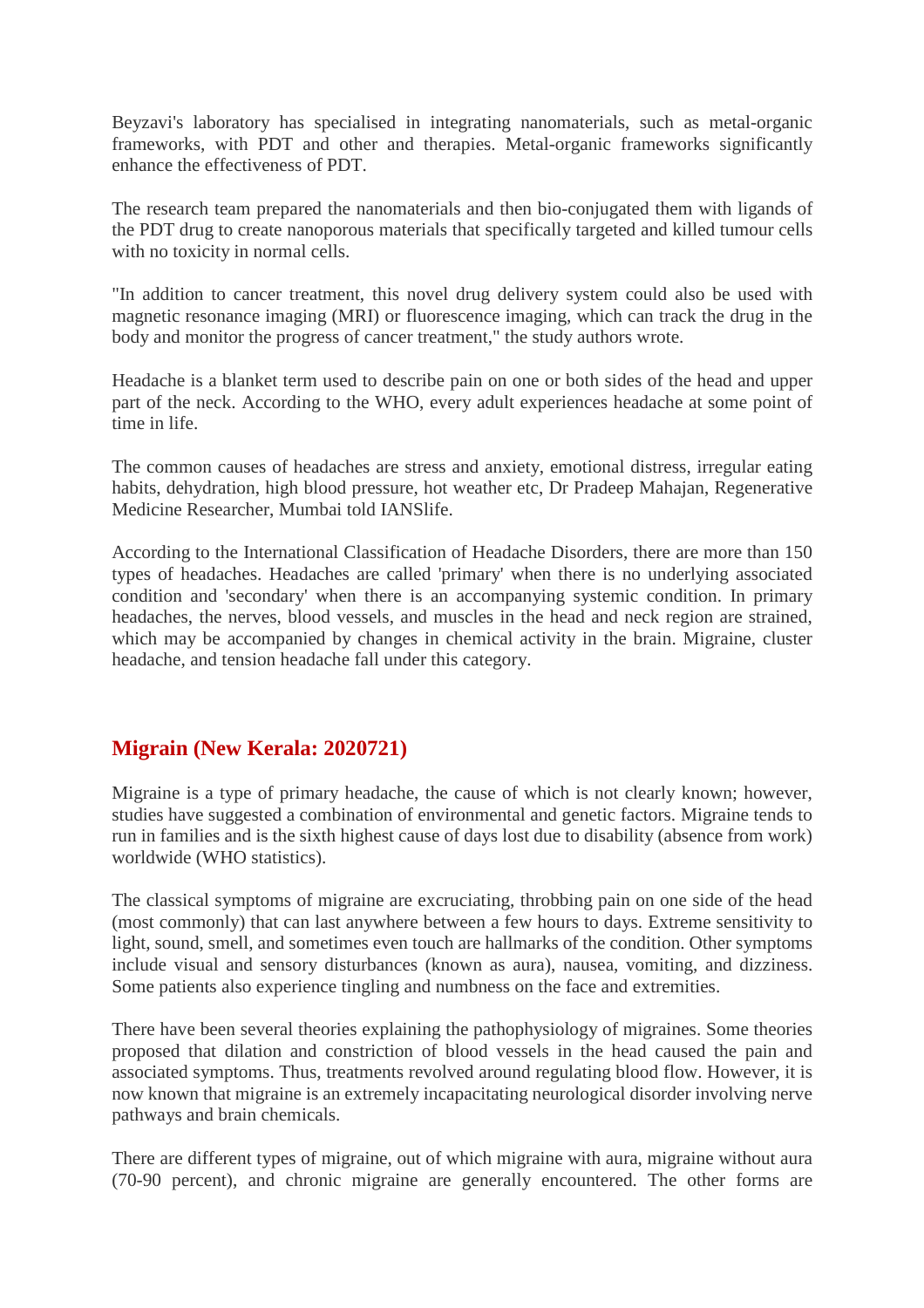Beyzavi's laboratory has specialised in integrating nanomaterials, such as metal-organic frameworks, with PDT and other and therapies. Metal-organic frameworks significantly enhance the effectiveness of PDT.

The research team prepared the nanomaterials and then bio-conjugated them with ligands of the PDT drug to create nanoporous materials that specifically targeted and killed tumour cells with no toxicity in normal cells.

"In addition to cancer treatment, this novel drug delivery system could also be used with magnetic resonance imaging (MRI) or fluorescence imaging, which can track the drug in the body and monitor the progress of cancer treatment," the study authors wrote.

Headache is a blanket term used to describe pain on one or both sides of the head and upper part of the neck. According to the WHO, every adult experiences headache at some point of time in life.

The common causes of headaches are stress and anxiety, emotional distress, irregular eating habits, dehydration, high blood pressure, hot weather etc, Dr Pradeep Mahajan, Regenerative Medicine Researcher, Mumbai told IANSlife.

According to the International Classification of Headache Disorders, there are more than 150 types of headaches. Headaches are called 'primary' when there is no underlying associated condition and 'secondary' when there is an accompanying systemic condition. In primary headaches, the nerves, blood vessels, and muscles in the head and neck region are strained, which may be accompanied by changes in chemical activity in the brain. Migraine, cluster headache, and tension headache fall under this category.

## Migrain (New Kerala: 2020721)

Migraine is a type of primary headache, the cause of which is not clearly known; however, studies have suggested a combination of environmental and genetic factors. Migraine tends to run in families and is the sixth highest cause of days lost due to disability (absence from work) worldwide (WHO statistics).

The classical symptoms of migraine are excruciating, throbbing pain on one side of the head (most commonly) that can last anywhere between a few hours to days. Extreme sensitivity to light, sound, smell, and sometimes even touch are hallmarks of the condition. Other symptoms include visual and sensory disturbances (known as aura), nausea, vomiting, and dizziness. Some patients also experience tingling and numbness on the face and extremities.

There have been several theories explaining the pathophysiology of migraines. Some theories proposed that dilation and constriction of blood vessels in the head caused the pain and associated symptoms. Thus, treatments revolved around regulating blood flow. However, it is now known that migraine is an extremely incapacitating neurological disorder involving nerve pathways and brain chemicals.

There are different types of migraine, out of which migraine with aura, migraine without aura (70-90 percent), and chronic migraine are generally encountered. The other forms are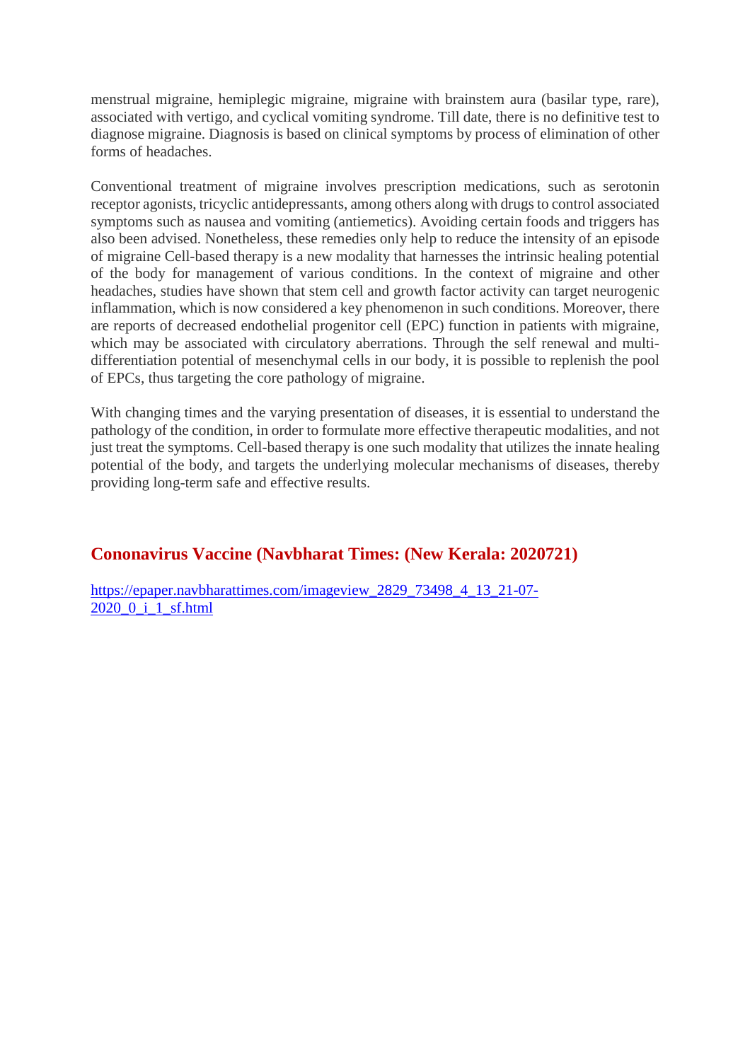menstrual migraine, hemiplegic migraine, migraine with brainstem aura (basilar type, rare), associated with vertigo, and cyclical vomiting syndrome. Till date, there is no definitive test to diagnose migraine. Diagnosis is based on clinical symptoms by process of elimination of other forms of headaches.

Conventional treatment of migraine involves prescription medications, such as serotonin receptor agonists, tricyclic antidepressants, among others along with drugs to control associated symptoms such as nausea and vomiting (antiemetics). Avoiding certain foods and triggers has also been advised. Nonetheless, these remedies only help to reduce the intensity of an episode of migraine Cell-based therapy is a new modality that harnesses the intrinsic healing potential of the body for management of various conditions. In the context of migraine and other headaches, studies have shown that stem cell and growth factor activity can target neurogenic inflammation, which is now considered a key phenomenon in such conditions. Moreover, there are reports of decreased endothelial progenitor cell (EPC) function in patients with migraine, which may be associated with circulatory aberrations. Through the self renewal and multi-differentiation potential of mesenchymal cells in our body, it is possible to replenish the pool of EPCs, thus targeting the core pathology of migraine.

With changing times and the varying presentation of diseases, it is essential to understand the pathology of the condition, in order to formulate more effective therapeutic modalities, and not just treat the symptoms. Cell-based therapy is one such modality that utilizes the innate healing potential of the body, and targets the underlying molecular mechanisms of diseases, thereby providing long-term safe and effective results.

## Cononavirus Vaccine (Navbharat Times: (New Kerala: 2020721)

https://epaper.navbharattimes.com/imageview_2829_73498_4_13_21-07-2020_0_i_1_sf.html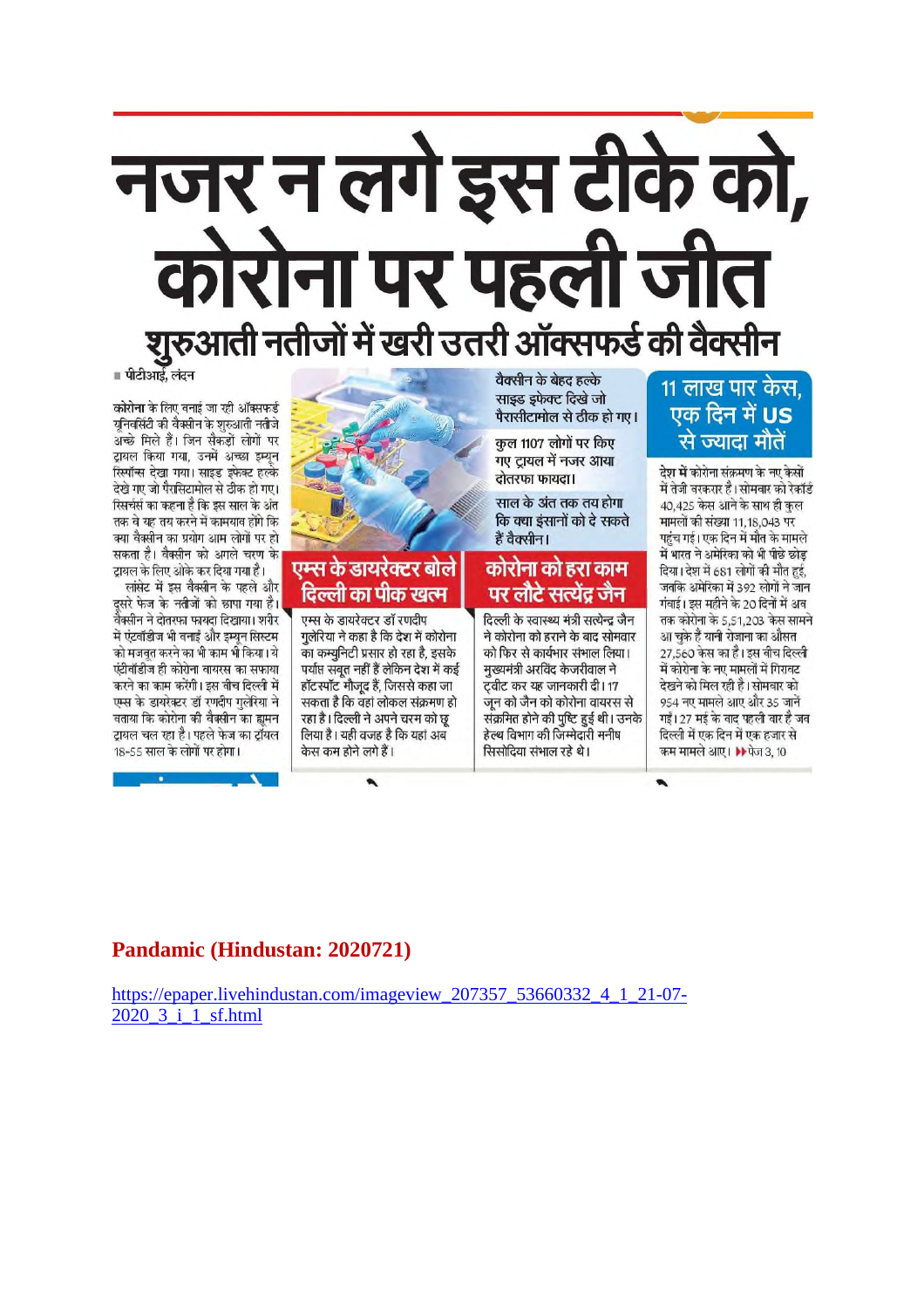# नजर न लगे इस टीके को, कोरोना पर पहली जीत

## शुरुआती नतीजों में खरी उतरी ऑक्सफर्ड की वैक्सीन

■ पीटीआई, लंदन

**कोरोना** के लिए बनाई जा रही ऑक्सफर्ड यूनिवर्सिटी की वैक्सीन के शुरुआती नतीजे अच्छे मिले हैं। जिन सैकड़ों लोगों पर ट्रायल किया गया, उनमें अच्छा इम्यून रिस्पॉन्स देखा गया। साइड इफेक्ट हल्के देखे गए जो पैरासिटामोल से ठीक हो गए। रिसर्चर्स का कहना है कि इस साल के अंत तक वे यह तय करने में कामयाब होंगे कि क्या वैक्सीन का प्रयोग आम लोगों पर हो सकता है। वैक्सीन को अगले चरण के ट्रायल के लिए ओके कर दिया गया है।

लांसेट में इस वैक्सीन के पहले और दूसरे फेज के नतीजों को छापा गया है। वैक्सीन ने दोतरफा फायदा दिखाया। शरीर में एंटीबॉडीज भी बनाई और इम्यून सिस्टम को मजबूत करने का भी काम भी किया। ये एंटीबॉडीज ही कोरोना वायरस का सफाया करने का काम करेंगी। इस बीच दिल्ली में एम्स के डायरेक्टर डॉ रणदीप गुलेरिया ने बताया कि कोरोना की वैक्सीन का ह्यूमन ट्रायल चल रहा है। पहले फेज का ट्रायल 18-55 साल के लोगों पर होगा।

वैक्सीन के बेहद हल्के साइड इफेक्ट दिखे जो पैरासीटामोल से ठीक हो गए।

कुल 1107 लोगों पर किए गए ट्रायल में नजर आया दोतरफा फायदा।

साल के अंत तक तय होगा कि क्या इंसानों को दे सकते हैं वैक्सीन।

### एम्स के डायरेक्टर बोले दिल्ली का पीक खत्म

एम्स के डायरेक्टर डॉ रणदीप गुलेरिया ने कहा है कि देश में कोरोना का कम्युनिटी प्रसार हो रहा है, इसके पर्याप्त सबूत नहीं हैं लेकिन देश में कई हॉटस्पॉट मौजूद हैं, जिससे कहा जा सकता है कि वहां लोकल संक्रमण हो रहा है। दिल्ली ने अपने चरम को छू लिया है। यही वजह है कि यहां अब केस कम होने लगे हैं।

### कोरोना को हरा काम पर लौटे सत्येंद्र जैन

दिल्ली के स्वास्थ्य मंत्री सत्येन्द्र जैन ने कोरोना को हराने के बाद सोमवार को फिर से कार्यभार संभाल लिया। मुख्यमंत्री अरविंद केजरीवाल ने ट्वीट कर यह जानकारी दी। 17 जून को जैन को कोरोना वायरस से संक्रमित होने की पुष्टि हुई थी। उनके हेल्थ विभाग की जिम्मेदारी मनीष सिसोदिया संभाल रहे थे।

### 11 लाख पार केस, एक दिन में US से ज्यादा मौतें

देश में कोरोना संक्रमण के नए केसों में तेजी बरकरार है। सोमवार को रेकॉर्ड 40,425 केस आने के साथ ही कुल मामलों की संख्या 11,18,043 पर पहुंच गई। एक दिन में मौत के मामले में भारत ने अमेरिका को भी पीछे छोड़ दिया। देश में 681 लोगों की मौत हुई, जबकि अमेरिका में 392 लोगों ने जान गंवाई। इस महीने के 20 दिनों में अब तक कोरोना के 5,51,203 केस सामने आ चुके हैं यानी रोजाना का औसत 27,560 केस का है। इस बीच दिल्ली में कोरोना के नए मामलों में गिरावट देखने को मिल रही है। सोमवार को 954 नए मामले आए और 35 जानें गईं। 27 मई के बाद पहली बार है जब दिल्ली में एक दिन में एक हजार से कम मामले आए। ▶▶ पेज 3, 10

**Pandamic (Hindustan: 2020721)**

https://epaper.livehindustan.com/imageview_207357_53660332_4_1_21-07-2020_3_i_1_sf.html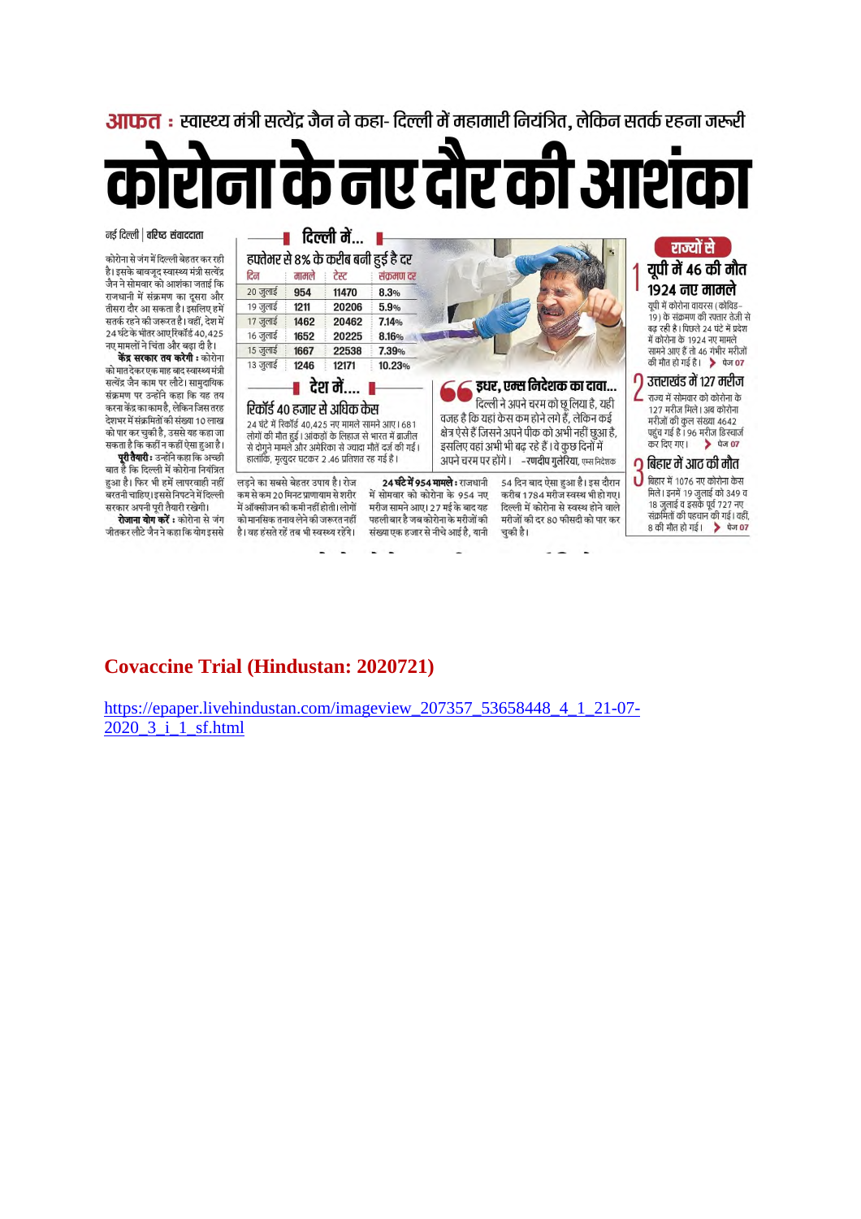**आफत :** स्वास्थ्य मंत्री सत्येंद्र जैन ने कहा- दिल्ली में महामारी नियंत्रित, लेकिन सतर्क रहना जरूरी

# कोरोना के नए दौर की आशंका

नई दिल्ली | वरिष्ठ संवाददाता

कोरोना से जंग में दिल्ली बेहतर कर रही है। इसके बावजूद स्वास्थ्य मंत्री सत्येंद्र जैन ने सोमवार को आशंका जताई कि राजधानी में संक्रमण का दूसरा और तीसरा दौर आ सकता है। इसलिए हमें सतर्क रहने की जरूरत है। वहीं, देश में 24 घंटे के भीतर आए रिकॉर्ड 40,425 नए मामलों ने चिंता और बढ़ा दी है।

**केंद्र सरकार तय करेगी :** कोरोना को मात देकर एक माह बाद स्वास्थ्य मंत्री सत्येंद्र जैन काम पर लौटे। सामुदायिक संक्रमण पर उन्होंने कहा कि यह तय करना केंद्र का काम है, लेकिन जिस तरह देशभर में संक्रमितों की संख्या 10 लाख को पार कर चुकी है, उससे यह कहा जा सकता है कि कहीं न कहीं ऐसा हुआ है।

**पूरी तैयारी :** उन्होंने कहा कि अच्छी बात है कि दिल्ली में कोरोना नियंत्रित हुआ है। फिर भी हमें लापरवाही नहीं बरतनी चाहिए। इससे निपटने में दिल्ली सरकार अपनी पूरी तैयारी रखेगी।

**रोजाना योग करें :** कोरोना से जंग जीतकर लौटे जैन ने कहा कि योग इससे लड़ने का सबसे बेहतर उपाय है। रोज कम से कम 20 मिनट प्राणायाम से शरीर में ऑक्सीजन की कमी नहीं होती। लोगों को मानसिक तनाव लेने की जरूरत नहीं है। वह हंसते रहें तब भी स्वस्थ्य रहेंगे।

**24 घंटे में 954 मामले :** राजधानी में सोमवार को कोरोना के 954 नए मरीज सामने आए। 27 मई के बाद यह पहली बार है जब कोरोना के मरीजों की संख्या एक हजार से नीचे आई है, यानी 54 दिन बाद ऐसा हुआ है। इस दौरान करीब 1784 मरीज स्वस्थ भी हो गए। दिल्ली में कोरोना से स्वस्थ होने वाले मरीजों की दर 80 फीसदी को पार कर चुकी है।

## दिल्ली में...

**हफ्तेभर से 8% के करीब बनी हुई है दर**

| दिन | मामले | टेस्ट | संक्रमण दर |
|---|---|---|---|
| 20 जुलाई | 954 | 11470 | 8.3% |
| 19 जुलाई | 1211 | 20206 | 5.9% |
| 17 जुलाई | 1462 | 20462 | 7.14% |
| 16 जुलाई | 1652 | 20225 | 8.16% |
| 15 जुलाई | 1667 | 22538 | 7.39% |
| 13 जुलाई | 1246 | 12171 | 10.23% |

## देश में....

**रिकॉर्ड 40 हजार से अधिक केस**

24 घंटे में रिकॉर्ड 40,425 नए मामले सामने आए। 681 लोगों की मौत हुई। आंकड़ों के लिहाज से भारत में ब्राजील से दोगुने मामले और अमेरिका से ज्यादा मौतें दर्ज की गईं। हालांकि, मृत्युदर घटकर 2.46 प्रतिशत रह गई है।

**इधर, एम्स निदेशक का दावा...**

दिल्ली ने अपने चरम को छू लिया है, यही वजह है कि यहां केस कम होने लगे हैं, लेकिन कई क्षेत्र ऐसे हैं जिसने अपने पीक को अभी नहीं छुआ है, इसलिए वहां अभी भी बढ़ रहे हैं। वे कुछ दिनों में अपने चरम पर होंगे। -रणदीप गुलेरिया, एम्स निदेशक

## राज्यों से

**1 यूपी में 46 की मौत 1924 नए मामले**

यूपी में कोरोना वायरस (कोविड-19) के संक्रमण की रफ्तार तेजी से बढ़ रही है। पिछले 24 घंटे में प्रदेश में कोरोना के 1924 नए मामले सामने आए हैं तो 46 गंभीर मरीजों की मौत हो गई है। > पेज 07

**2 उत्तराखंड में 127 मरीज**

राज्य में सोमवार को कोरोना के 127 मरीज मिले। अब कोरोना मरीजों की कुल संख्या 4642 पहुंच गई है। 96 मरीज डिस्चार्ज कर दिए गए। > पेज 07

**3 बिहार में आठ की मौत**

बिहार में 1076 नए कोरोना केस मिले। इनमें 19 जुलाई को 349 व 18 जुलाई व इसके पूर्व 727 नए संक्रमितों की पहचान की गई। वहीं, 8 की मौत हो गई। > पेज 07

## Covaccine Trial (Hindustan: 2020721)

[https://epaper.livehindustan.com/imageview_207357_53658448_4_1_21-07-2020_3_i_1_sf.html](https://epaper.livehindustan.com/imageview_207357_53658448_4_1_21-07-2020_3_i_1_sf.html)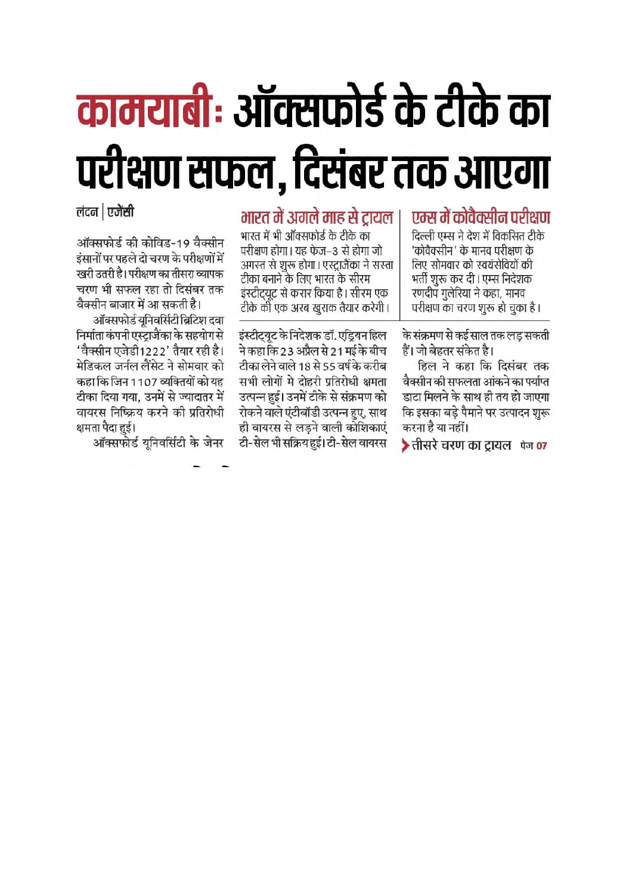# कामयाबीः ऑक्सफोर्ड के टीके का परीक्षण सफल, दिसंबर तक आएगा

लंदन | एजेंसी

ऑक्सफोर्ड की कोविड-19 वैक्सीन इंसानों पर पहले दो चरण के परीक्षणों में खरी उतरी है। परीक्षण का तीसरा व्यापक चरण भी सफल रहा तो दिसंबर तक वैक्सीन बाजार में आ सकती है।

ऑक्सफोर्ड यूनिवर्सिटी ब्रिटिश दवा निर्माता कंपनी एस्ट्राजैंका के सहयोग से 'वैक्सीन एजेडी1222' तैयार रही है। मेडिकल जर्नल लैंसेट ने सोमवार को कहा कि जिन 1107 व्यक्तियों को यह टीका दिया गया, उनमें से ज्यादातर में वायरस निष्क्रिय करने की प्रतिरोधी क्षमता पैदा हुई।

ऑक्सफोर्ड यूनिवर्सिटी के जेनर इंस्टीट्यूट के निदेशक डॉ. एड्रियन हिल ने कहा कि 23 अप्रैल से 21 मई के बीच टीका लेने वाले 18 से 55 वर्ष के करीब सभी लोगों में दोहरी प्रतिरोधी क्षमता उत्पन्न हुई। उनमें टीके से संक्रमण को रोकने वाले एंटीबॉडी उत्पन्न हुए, साथ ही वायरस से लड़ने वाली कोशिकाएं टी-सेल भी सक्रिय हुईं। टी-सेल वायरस के संक्रमण से कई साल तक लड़ सकती हैं। जो बेहतर संकेत है।

हिल ने कहा कि दिसंबर तक वैक्सीन की सफलता आंकने का पर्याप्त डाटा मिलने के साथ ही तय हो जाएगा कि इसका बड़े पैमाने पर उत्पादन शुरू करना है या नहीं।

➤ तीसरे चरण का ट्रायल पेज 07

## भारत में अगले माह से ट्रायल

भारत में भी ऑक्सफोर्ड के टीके का परीक्षण होगा। यह फेज-3 से होगा जो अगस्त से शुरू होगा। एस्ट्राजैंका ने सस्ता टीका बनाने के लिए भारत के सीरम इंस्टीट्यूट से करार किया है। सीरम एक टीके की एक अरब खुराक तैयार करेगी।

## एम्स में कोवैक्सीन परीक्षण

दिल्ली एम्स ने देश में विकसित टीके 'कोवैक्सीन' के मानव परीक्षण के लिए सोमवार को स्वयंसेवियों की भर्ती शुरू कर दी। एम्स निदेशक रणदीप गुलेरिया ने कहा, मानव परीक्षण का चरण शुरू हो चुका है।